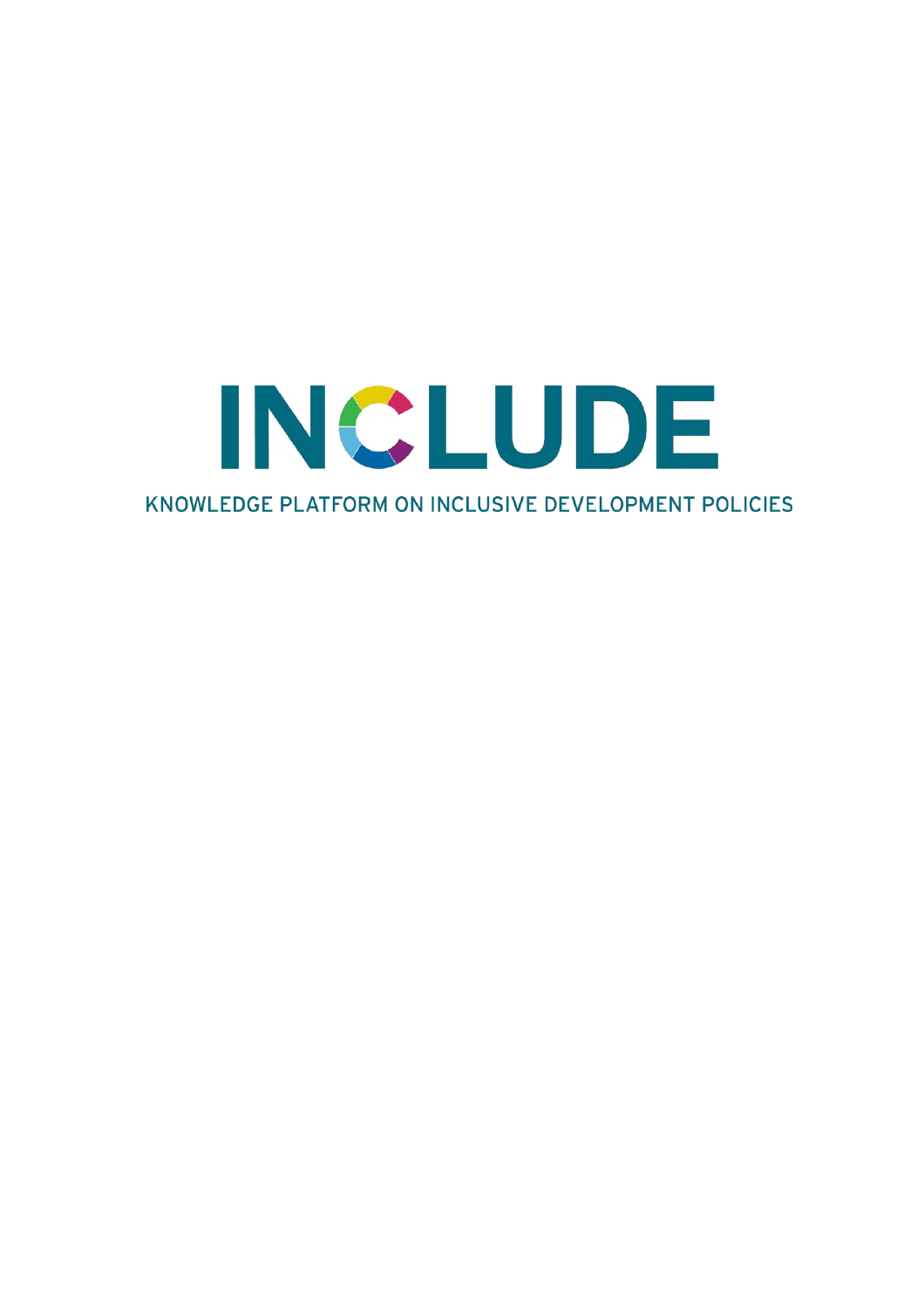# INCLUDE

KNOWLEDGE PLATFORM ON INCLUSIVE DEVELOPMENT POLICIES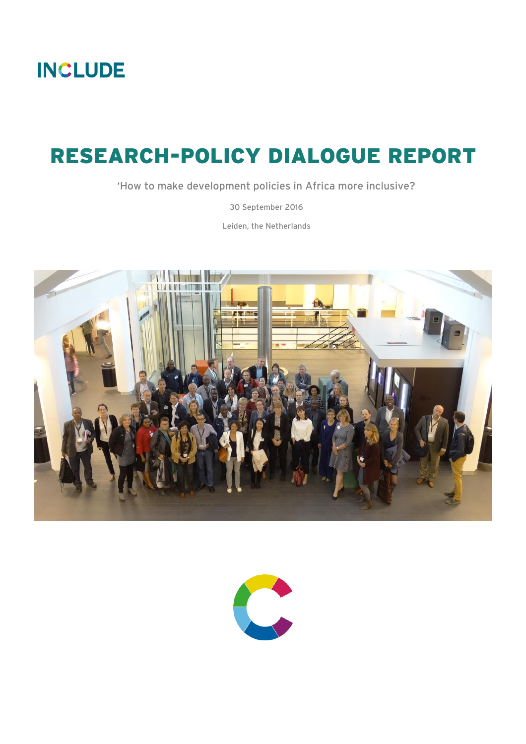INCLUDE

# RESEARCH-POLICY DIALOGUE REPORT

'How to make development policies in Africa more inclusive?

30 September 2016

Leiden, the Netherlands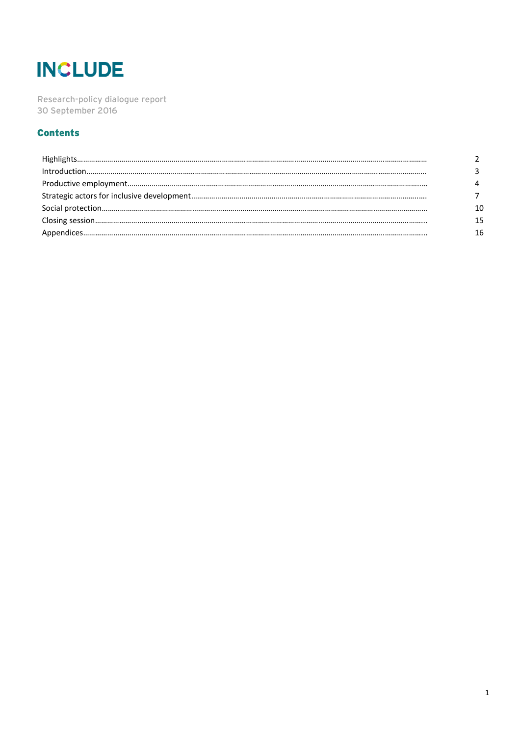# INCLUDE

Research-policy dialogue report
30 September 2016

## Contents

| | |
|---|---|
| Highlights | 2 |
| Introduction | 3 |
| Productive employment | 4 |
| Strategic actors for inclusive development | 7 |
| Social protection | 10 |
| Closing session | 15 |
| Appendices | 16 |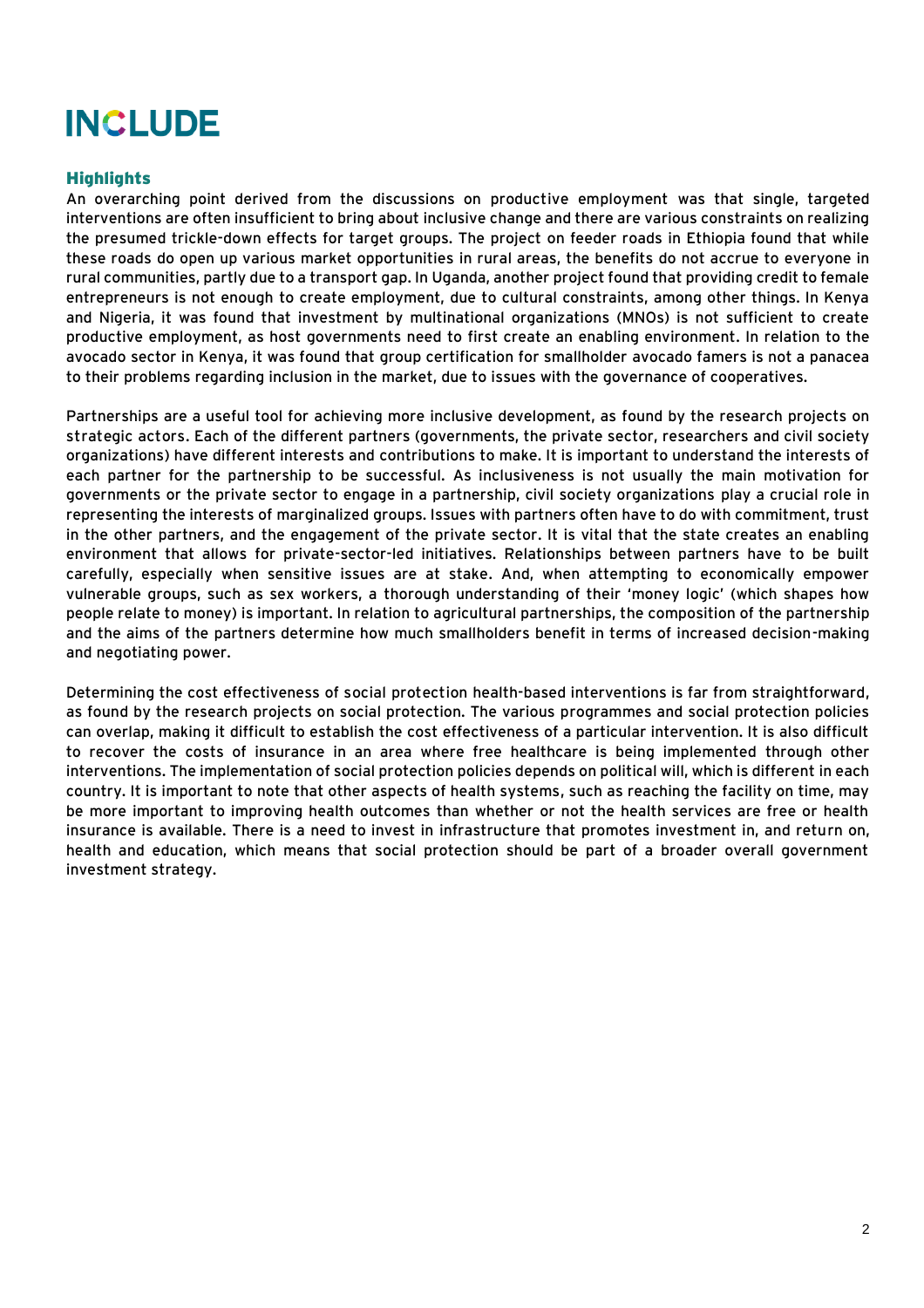## Highlights

An overarching point derived from the discussions on productive employment was that single, targeted interventions are often insufficient to bring about inclusive change and there are various constraints on realizing the presumed trickle-down effects for target groups. The project on feeder roads in Ethiopia found that while these roads do open up various market opportunities in rural areas, the benefits do not accrue to everyone in rural communities, partly due to a transport gap. In Uganda, another project found that providing credit to female entrepreneurs is not enough to create employment, due to cultural constraints, among other things. In Kenya and Nigeria, it was found that investment by multinational organizations (MNOs) is not sufficient to create productive employment, as host governments need to first create an enabling environment. In relation to the avocado sector in Kenya, it was found that group certification for smallholder avocado famers is not a panacea to their problems regarding inclusion in the market, due to issues with the governance of cooperatives.

Partnerships are a useful tool for achieving more inclusive development, as found by the research projects on strategic actors. Each of the different partners (governments, the private sector, researchers and civil society organizations) have different interests and contributions to make. It is important to understand the interests of each partner for the partnership to be successful. As inclusiveness is not usually the main motivation for governments or the private sector to engage in a partnership, civil society organizations play a crucial role in representing the interests of marginalized groups. Issues with partners often have to do with commitment, trust in the other partners, and the engagement of the private sector. It is vital that the state creates an enabling environment that allows for private-sector-led initiatives. Relationships between partners have to be built carefully, especially when sensitive issues are at stake. And, when attempting to economically empower vulnerable groups, such as sex workers, a thorough understanding of their 'money logic' (which shapes how people relate to money) is important. In relation to agricultural partnerships, the composition of the partnership and the aims of the partners determine how much smallholders benefit in terms of increased decision-making and negotiating power.

Determining the cost effectiveness of social protection health-based interventions is far from straightforward, as found by the research projects on social protection. The various programmes and social protection policies can overlap, making it difficult to establish the cost effectiveness of a particular intervention. It is also difficult to recover the costs of insurance in an area where free healthcare is being implemented through other interventions. The implementation of social protection policies depends on political will, which is different in each country. It is important to note that other aspects of health systems, such as reaching the facility on time, may be more important to improving health outcomes than whether or not the health services are free or health insurance is available. There is a need to invest in infrastructure that promotes investment in, and return on, health and education, which means that social protection should be part of a broader overall government investment strategy.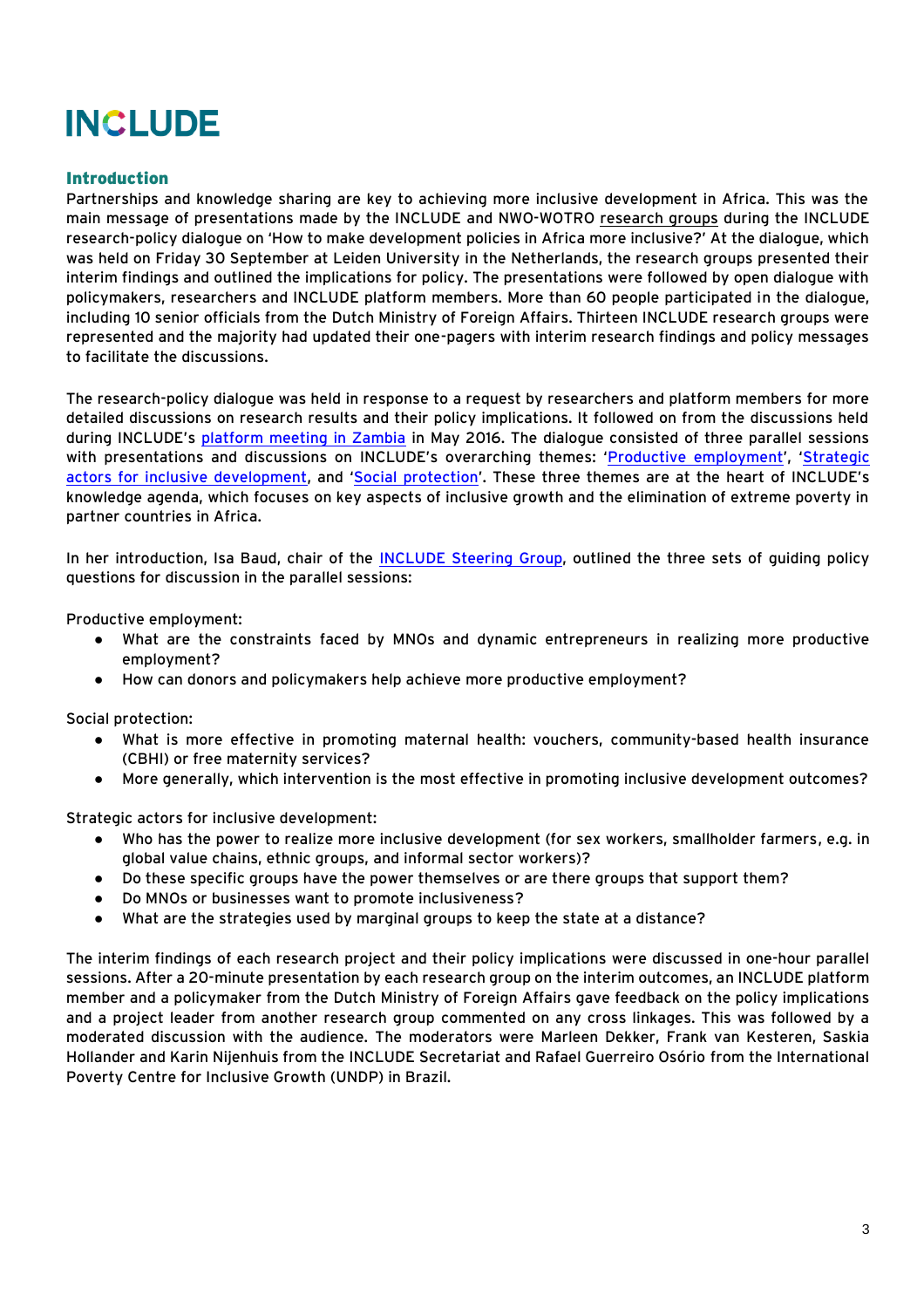# INCLUDE

## Introduction

Partnerships and knowledge sharing are key to achieving more inclusive development in Africa. This was the main message of presentations made by the INCLUDE and NWO-WOTRO research groups during the INCLUDE research-policy dialogue on 'How to make development policies in Africa more inclusive?' At the dialogue, which was held on Friday 30 September at Leiden University in the Netherlands, the research groups presented their interim findings and outlined the implications for policy. The presentations were followed by open dialogue with policymakers, researchers and INCLUDE platform members. More than 60 people participated in the dialogue, including 10 senior officials from the Dutch Ministry of Foreign Affairs. Thirteen INCLUDE research groups were represented and the majority had updated their one-pagers with interim research findings and policy messages to facilitate the discussions.

The research-policy dialogue was held in response to a request by researchers and platform members for more detailed discussions on research results and their policy implications. It followed on from the discussions held during INCLUDE's platform meeting in Zambia in May 2016. The dialogue consisted of three parallel sessions with presentations and discussions on INCLUDE's overarching themes: 'Productive employment', 'Strategic actors for inclusive development', and 'Social protection'. These three themes are at the heart of INCLUDE's knowledge agenda, which focuses on key aspects of inclusive growth and the elimination of extreme poverty in partner countries in Africa.

In her introduction, Isa Baud, chair of the INCLUDE Steering Group, outlined the three sets of guiding policy questions for discussion in the parallel sessions:

Productive employment:

- What are the constraints faced by MNOs and dynamic entrepreneurs in realizing more productive employment?
- How can donors and policymakers help achieve more productive employment?

Social protection:

- What is more effective in promoting maternal health: vouchers, community-based health insurance (CBHI) or free maternity services?
- More generally, which intervention is the most effective in promoting inclusive development outcomes?

Strategic actors for inclusive development:

- Who has the power to realize more inclusive development (for sex workers, smallholder farmers, e.g. in global value chains, ethnic groups, and informal sector workers)?
- Do these specific groups have the power themselves or are there groups that support them?
- Do MNOs or businesses want to promote inclusiveness?
- What are the strategies used by marginal groups to keep the state at a distance?

The interim findings of each research project and their policy implications were discussed in one-hour parallel sessions. After a 20-minute presentation by each research group on the interim outcomes, an INCLUDE platform member and a policymaker from the Dutch Ministry of Foreign Affairs gave feedback on the policy implications and a project leader from another research group commented on any cross linkages. This was followed by a moderated discussion with the audience. The moderators were Marleen Dekker, Frank van Kesteren, Saskia Hollander and Karin Nijenhuis from the INCLUDE Secretariat and Rafael Guerreiro Osório from the International Poverty Centre for Inclusive Growth (UNDP) in Brazil.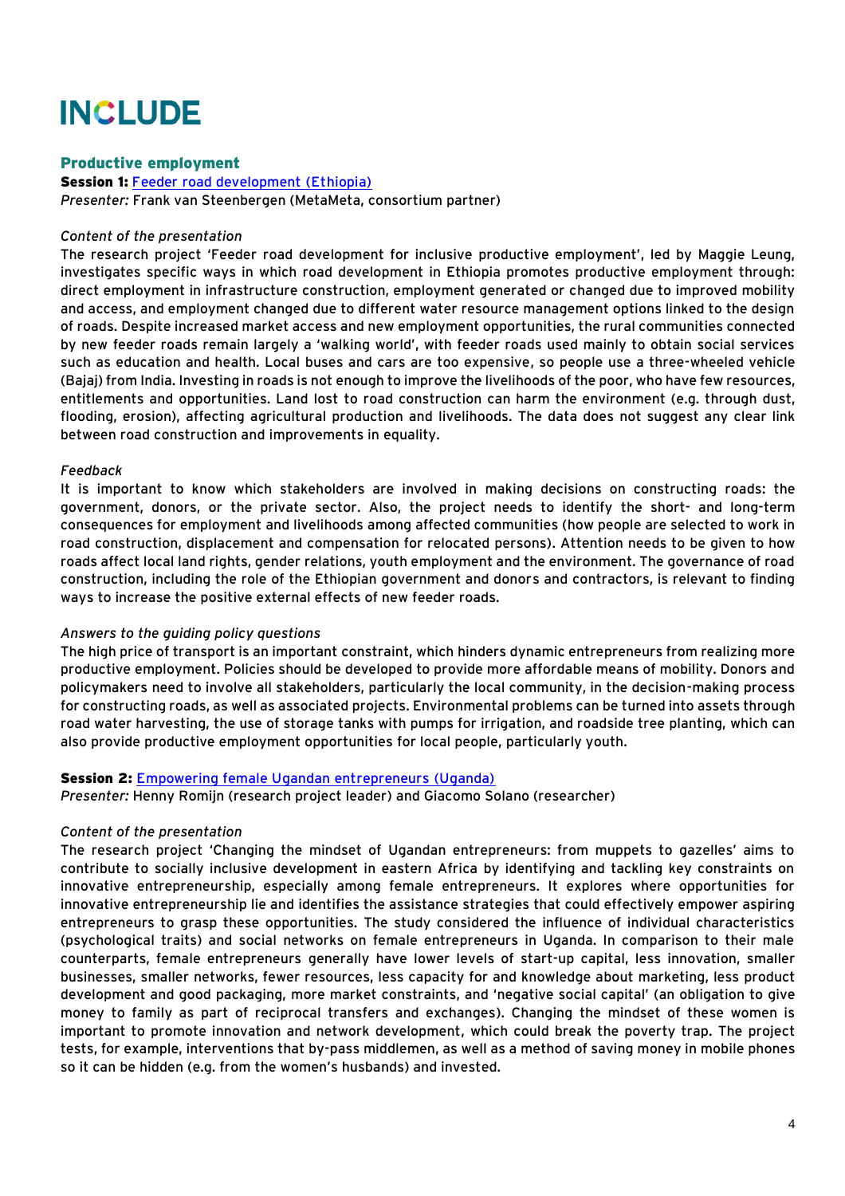## Productive employment

**Session 1:** [Feeder road development (Ethiopia)]

*Presenter:* Frank van Steenbergen (MetaMeta, consortium partner)

*Content of the presentation*

The research project 'Feeder road development for inclusive productive employment', led by Maggie Leung, investigates specific ways in which road development in Ethiopia promotes productive employment through: direct employment in infrastructure construction, employment generated or changed due to improved mobility and access, and employment changed due to different water resource management options linked to the design of roads. Despite increased market access and new employment opportunities, the rural communities connected by new feeder roads remain largely a 'walking world', with feeder roads used mainly to obtain social services such as education and health. Local buses and cars are too expensive, so people use a three-wheeled vehicle (Bajaj) from India. Investing in roads is not enough to improve the livelihoods of the poor, who have few resources, entitlements and opportunities. Land lost to road construction can harm the environment (e.g. through dust, flooding, erosion), affecting agricultural production and livelihoods. The data does not suggest any clear link between road construction and improvements in equality.

*Feedback*

It is important to know which stakeholders are involved in making decisions on constructing roads: the government, donors, or the private sector. Also, the project needs to identify the short- and long-term consequences for employment and livelihoods among affected communities (how people are selected to work in road construction, displacement and compensation for relocated persons). Attention needs to be given to how roads affect local land rights, gender relations, youth employment and the environment. The governance of road construction, including the role of the Ethiopian government and donors and contractors, is relevant to finding ways to increase the positive external effects of new feeder roads.

*Answers to the guiding policy questions*

The high price of transport is an important constraint, which hinders dynamic entrepreneurs from realizing more productive employment. Policies should be developed to provide more affordable means of mobility. Donors and policymakers need to involve all stakeholders, particularly the local community, in the decision-making process for constructing roads, as well as associated projects. Environmental problems can be turned into assets through road water harvesting, the use of storage tanks with pumps for irrigation, and roadside tree planting, which can also provide productive employment opportunities for local people, particularly youth.

**Session 2:** [Empowering female Ugandan entrepreneurs (Uganda)]

*Presenter:* Henny Romijn (research project leader) and Giacomo Solano (researcher)

*Content of the presentation*

The research project 'Changing the mindset of Ugandan entrepreneurs: from muppets to gazelles' aims to contribute to socially inclusive development in eastern Africa by identifying and tackling key constraints on innovative entrepreneurship, especially among female entrepreneurs. It explores where opportunities for innovative entrepreneurship lie and identifies the assistance strategies that could effectively empower aspiring entrepreneurs to grasp these opportunities. The study considered the influence of individual characteristics (psychological traits) and social networks on female entrepreneurs in Uganda. In comparison to their male counterparts, female entrepreneurs generally have lower levels of start-up capital, less innovation, smaller businesses, smaller networks, fewer resources, less capacity for and knowledge about marketing, less product development and good packaging, more market constraints, and 'negative social capital' (an obligation to give money to family as part of reciprocal transfers and exchanges). Changing the mindset of these women is important to promote innovation and network development, which could break the poverty trap. The project tests, for example, interventions that by-pass middlemen, as well as a method of saving money in mobile phones so it can be hidden (e.g. from the women's husbands) and invested.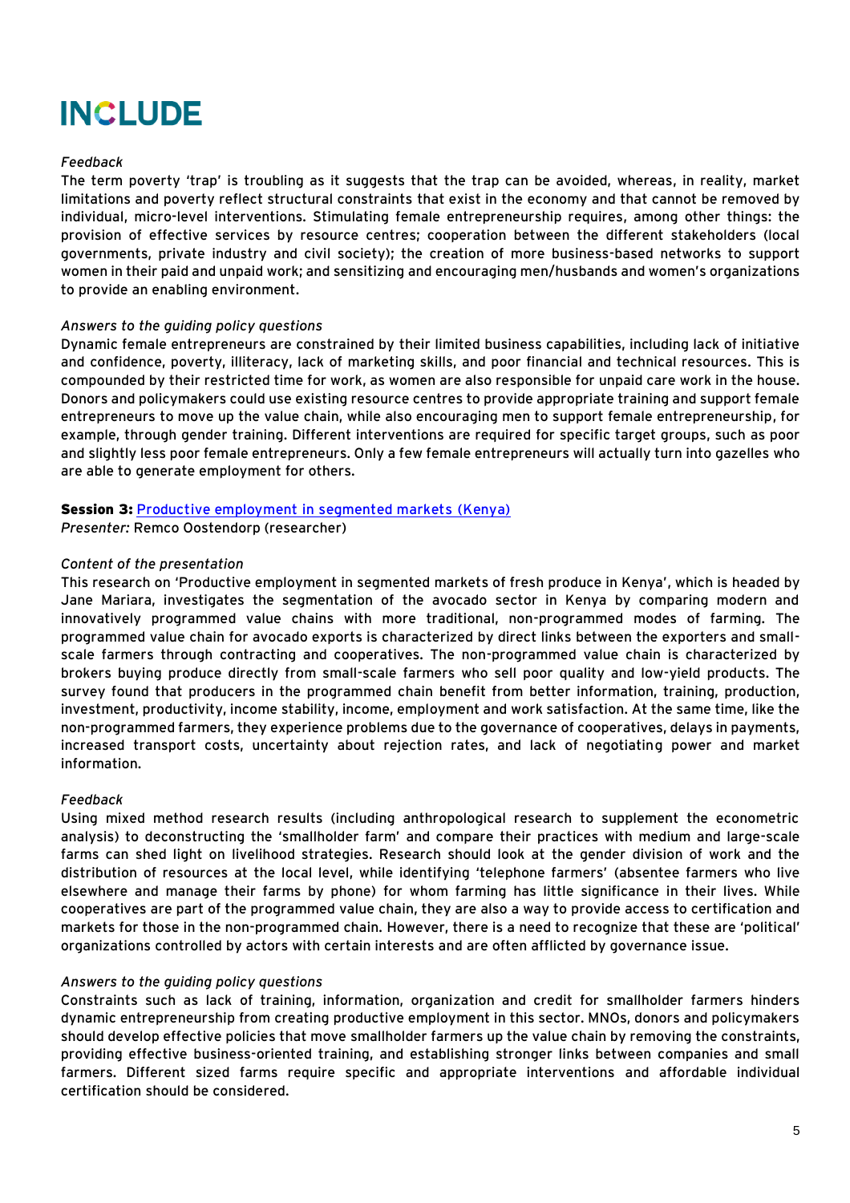*Feedback*

The term poverty 'trap' is troubling as it suggests that the trap can be avoided, whereas, in reality, market limitations and poverty reflect structural constraints that exist in the economy and that cannot be removed by individual, micro-level interventions. Stimulating female entrepreneurship requires, among other things: the provision of effective services by resource centres; cooperation between the different stakeholders (local governments, private industry and civil society); the creation of more business-based networks to support women in their paid and unpaid work; and sensitizing and encouraging men/husbands and women's organizations to provide an enabling environment.

*Answers to the guiding policy questions*

Dynamic female entrepreneurs are constrained by their limited business capabilities, including lack of initiative and confidence, poverty, illiteracy, lack of marketing skills, and poor financial and technical resources. This is compounded by their restricted time for work, as women are also responsible for unpaid care work in the house. Donors and policymakers could use existing resource centres to provide appropriate training and support female entrepreneurs to move up the value chain, while also encouraging men to support female entrepreneurship, for example, through gender training. Different interventions are required for specific target groups, such as poor and slightly less poor female entrepreneurs. Only a few female entrepreneurs will actually turn into gazelles who are able to generate employment for others.

**Session 3:** Productive employment in segmented markets (Kenya)

*Presenter:* Remco Oostendorp (researcher)

*Content of the presentation*

This research on 'Productive employment in segmented markets of fresh produce in Kenya', which is headed by Jane Mariara, investigates the segmentation of the avocado sector in Kenya by comparing modern and innovatively programmed value chains with more traditional, non-programmed modes of farming. The programmed value chain for avocado exports is characterized by direct links between the exporters and small-scale farmers through contracting and cooperatives. The non-programmed value chain is characterized by brokers buying produce directly from small-scale farmers who sell poor quality and low-yield products. The survey found that producers in the programmed chain benefit from better information, training, production, investment, productivity, income stability, income, employment and work satisfaction. At the same time, like the non-programmed farmers, they experience problems due to the governance of cooperatives, delays in payments, increased transport costs, uncertainty about rejection rates, and lack of negotiating power and market information.

*Feedback*

Using mixed method research results (including anthropological research to supplement the econometric analysis) to deconstructing the 'smallholder farm' and compare their practices with medium and large-scale farms can shed light on livelihood strategies. Research should look at the gender division of work and the distribution of resources at the local level, while identifying 'telephone farmers' (absentee farmers who live elsewhere and manage their farms by phone) for whom farming has little significance in their lives. While cooperatives are part of the programmed value chain, they are also a way to provide access to certification and markets for those in the non-programmed chain. However, there is a need to recognize that these are 'political' organizations controlled by actors with certain interests and are often afflicted by governance issue.

*Answers to the guiding policy questions*

Constraints such as lack of training, information, organization and credit for smallholder farmers hinders dynamic entrepreneurship from creating productive employment in this sector. MNOs, donors and policymakers should develop effective policies that move smallholder farmers up the value chain by removing the constraints, providing effective business-oriented training, and establishing stronger links between companies and small farmers. Different sized farms require specific and appropriate interventions and affordable individual certification should be considered.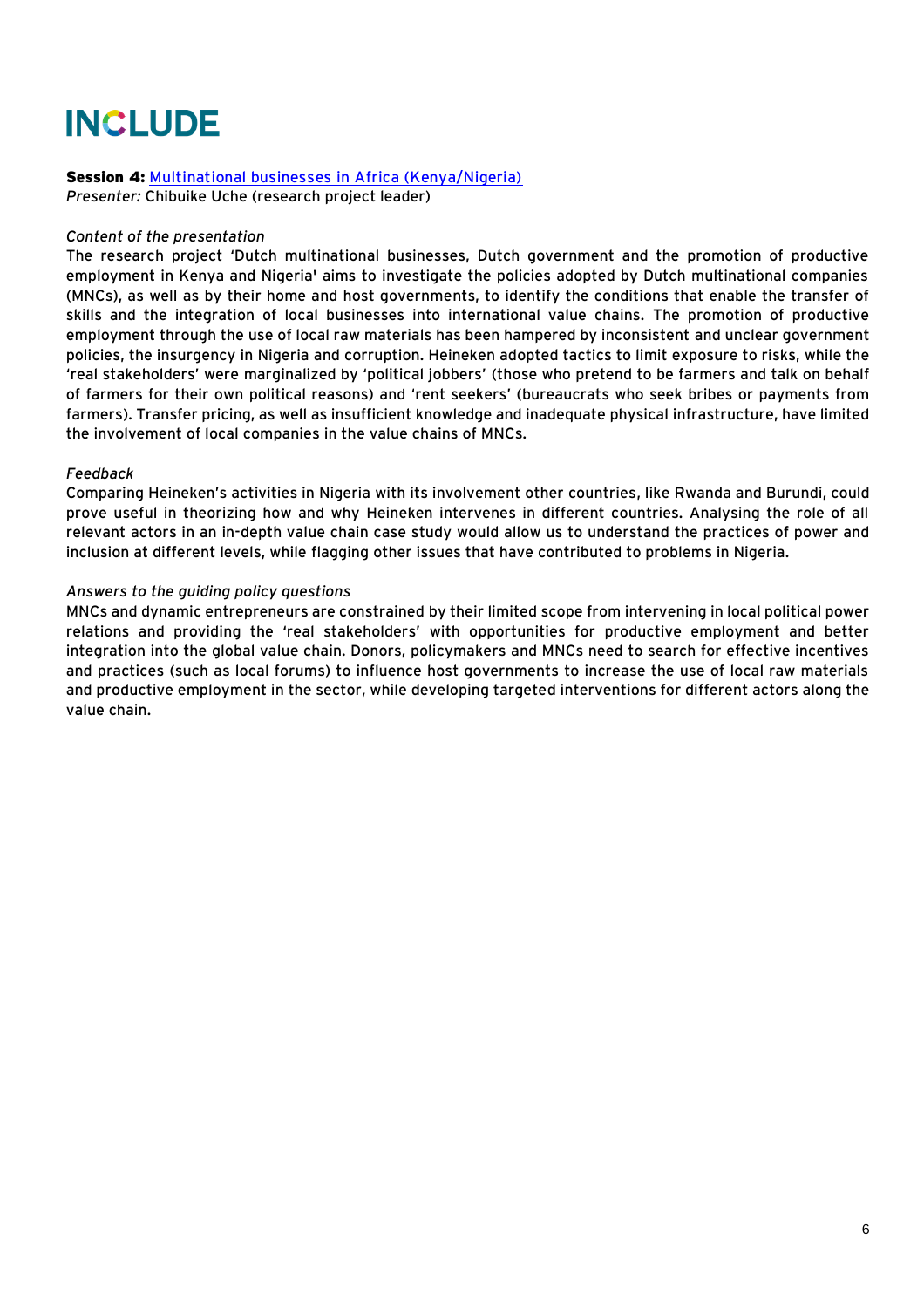**Session 4:** [Multinational businesses in Africa (Kenya/Nigeria)]
*Presenter:* Chibuike Uche (research project leader)

*Content of the presentation*

The research project 'Dutch multinational businesses, Dutch government and the promotion of productive employment in Kenya and Nigeria' aims to investigate the policies adopted by Dutch multinational companies (MNCs), as well as by their home and host governments, to identify the conditions that enable the transfer of skills and the integration of local businesses into international value chains. The promotion of productive employment through the use of local raw materials has been hampered by inconsistent and unclear government policies, the insurgency in Nigeria and corruption. Heineken adopted tactics to limit exposure to risks, while the 'real stakeholders' were marginalized by 'political jobbers' (those who pretend to be farmers and talk on behalf of farmers for their own political reasons) and 'rent seekers' (bureaucrats who seek bribes or payments from farmers). Transfer pricing, as well as insufficient knowledge and inadequate physical infrastructure, have limited the involvement of local companies in the value chains of MNCs.

*Feedback*

Comparing Heineken's activities in Nigeria with its involvement other countries, like Rwanda and Burundi, could prove useful in theorizing how and why Heineken intervenes in different countries. Analysing the role of all relevant actors in an in-depth value chain case study would allow us to understand the practices of power and inclusion at different levels, while flagging other issues that have contributed to problems in Nigeria.

*Answers to the guiding policy questions*

MNCs and dynamic entrepreneurs are constrained by their limited scope from intervening in local political power relations and providing the 'real stakeholders' with opportunities for productive employment and better integration into the global value chain. Donors, policymakers and MNCs need to search for effective incentives and practices (such as local forums) to influence host governments to increase the use of local raw materials and productive employment in the sector, while developing targeted interventions for different actors along the value chain.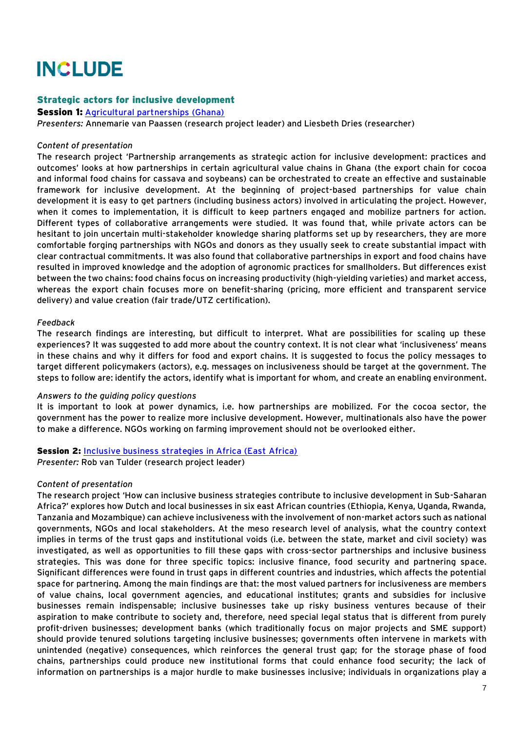## Strategic actors for inclusive development

**Session 1:** [Agricultural partnerships (Ghana)]

*Presenters:* Annemarie van Paassen (research project leader) and Liesbeth Dries (researcher)

*Content of presentation*

The research project 'Partnership arrangements as strategic action for inclusive development: practices and outcomes' looks at how partnerships in certain agricultural value chains in Ghana (the export chain for cocoa and informal food chains for cassava and soybeans) can be orchestrated to create an effective and sustainable framework for inclusive development. At the beginning of project-based partnerships for value chain development it is easy to get partners (including business actors) involved in articulating the project. However, when it comes to implementation, it is difficult to keep partners engaged and mobilize partners for action. Different types of collaborative arrangements were studied. It was found that, while private actors can be hesitant to join uncertain multi-stakeholder knowledge sharing platforms set up by researchers, they are more comfortable forging partnerships with NGOs and donors as they usually seek to create substantial impact with clear contractual commitments. It was also found that collaborative partnerships in export and food chains have resulted in improved knowledge and the adoption of agronomic practices for smallholders. But differences exist between the two chains: food chains focus on increasing productivity (high-yielding varieties) and market access, whereas the export chain focuses more on benefit-sharing (pricing, more efficient and transparent service delivery) and value creation (fair trade/UTZ certification).

*Feedback*

The research findings are interesting, but difficult to interpret. What are possibilities for scaling up these experiences? It was suggested to add more about the country context. It is not clear what 'inclusiveness' means in these chains and why it differs for food and export chains. It is suggested to focus the policy messages to target different policymakers (actors), e.g. messages on inclusiveness should be target at the government. The steps to follow are: identify the actors, identify what is important for whom, and create an enabling environment.

*Answers to the guiding policy questions*

It is important to look at power dynamics, i.e. how partnerships are mobilized. For the cocoa sector, the government has the power to realize more inclusive development. However, multinationals also have the power to make a difference. NGOs working on farming improvement should not be overlooked either.

**Session 2:** [Inclusive business strategies in Africa (East Africa)]

*Presenter:* Rob van Tulder (research project leader)

*Content of presentation*

The research project 'How can inclusive business strategies contribute to inclusive development in Sub-Saharan Africa?' explores how Dutch and local businesses in six east African countries (Ethiopia, Kenya, Uganda, Rwanda, Tanzania and Mozambique) can achieve inclusiveness with the involvement of non-market actors such as national governments, NGOs and local stakeholders. At the meso research level of analysis, what the country context implies in terms of the trust gaps and institutional voids (i.e. between the state, market and civil society) was investigated, as well as opportunities to fill these gaps with cross-sector partnerships and inclusive business strategies. This was done for three specific topics: inclusive finance, food security and partnering space. Significant differences were found in trust gaps in different countries and industries, which affects the potential space for partnering. Among the main findings are that: the most valued partners for inclusiveness are members of value chains, local government agencies, and educational institutes; grants and subsidies for inclusive businesses remain indispensable; inclusive businesses take up risky business ventures because of their aspiration to make contribute to society and, therefore, need special legal status that is different from purely profit-driven businesses; development banks (which traditionally focus on major projects and SME support) should provide tenured solutions targeting inclusive businesses; governments often intervene in markets with unintended (negative) consequences, which reinforces the general trust gap; for the storage phase of food chains, partnerships could produce new institutional forms that could enhance food security; the lack of information on partnerships is a major hurdle to make businesses inclusive; individuals in organizations play a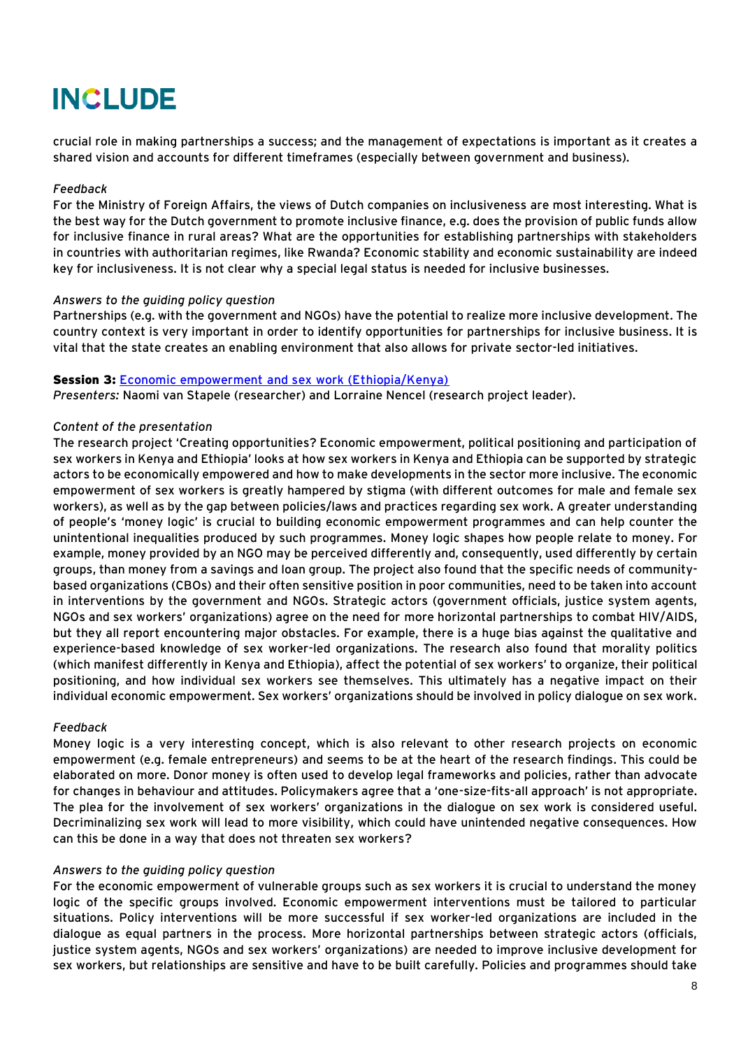crucial role in making partnerships a success; and the management of expectations is important as it creates a shared vision and accounts for different timeframes (especially between government and business).

*Feedback*
For the Ministry of Foreign Affairs, the views of Dutch companies on inclusiveness are most interesting. What is the best way for the Dutch government to promote inclusive finance, e.g. does the provision of public funds allow for inclusive finance in rural areas? What are the opportunities for establishing partnerships with stakeholders in countries with authoritarian regimes, like Rwanda? Economic stability and economic sustainability are indeed key for inclusiveness. It is not clear why a special legal status is needed for inclusive businesses.

*Answers to the guiding policy question*
Partnerships (e.g. with the government and NGOs) have the potential to realize more inclusive development. The country context is very important in order to identify opportunities for partnerships for inclusive business. It is vital that the state creates an enabling environment that also allows for private sector-led initiatives.

**Session 3:** Economic empowerment and sex work (Ethiopia/Kenya)
*Presenters:* Naomi van Stapele (researcher) and Lorraine Nencel (research project leader).

*Content of the presentation*
The research project 'Creating opportunities? Economic empowerment, political positioning and participation of sex workers in Kenya and Ethiopia' looks at how sex workers in Kenya and Ethiopia can be supported by strategic actors to be economically empowered and how to make developments in the sector more inclusive. The economic empowerment of sex workers is greatly hampered by stigma (with different outcomes for male and female sex workers), as well as by the gap between policies/laws and practices regarding sex work. A greater understanding of people's 'money logic' is crucial to building economic empowerment programmes and can help counter the unintentional inequalities produced by such programmes. Money logic shapes how people relate to money. For example, money provided by an NGO may be perceived differently and, consequently, used differently by certain groups, than money from a savings and loan group. The project also found that the specific needs of community-based organizations (CBOs) and their often sensitive position in poor communities, need to be taken into account in interventions by the government and NGOs. Strategic actors (government officials, justice system agents, NGOs and sex workers' organizations) agree on the need for more horizontal partnerships to combat HIV/AIDS, but they all report encountering major obstacles. For example, there is a huge bias against the qualitative and experience-based knowledge of sex worker-led organizations. The research also found that morality politics (which manifest differently in Kenya and Ethiopia), affect the potential of sex workers' to organize, their political positioning, and how individual sex workers see themselves. This ultimately has a negative impact on their individual economic empowerment. Sex workers' organizations should be involved in policy dialogue on sex work.

*Feedback*
Money logic is a very interesting concept, which is also relevant to other research projects on economic empowerment (e.g. female entrepreneurs) and seems to be at the heart of the research findings. This could be elaborated on more. Donor money is often used to develop legal frameworks and policies, rather than advocate for changes in behaviour and attitudes. Policymakers agree that a 'one-size-fits-all approach' is not appropriate. The plea for the involvement of sex workers' organizations in the dialogue on sex work is considered useful. Decriminalizing sex work will lead to more visibility, which could have unintended negative consequences. How can this be done in a way that does not threaten sex workers?

*Answers to the guiding policy question*
For the economic empowerment of vulnerable groups such as sex workers it is crucial to understand the money logic of the specific groups involved. Economic empowerment interventions must be tailored to particular situations. Policy interventions will be more successful if sex worker-led organizations are included in the dialogue as equal partners in the process. More horizontal partnerships between strategic actors (officials, justice system agents, NGOs and sex workers' organizations) are needed to improve inclusive development for sex workers, but relationships are sensitive and have to be built carefully. Policies and programmes should take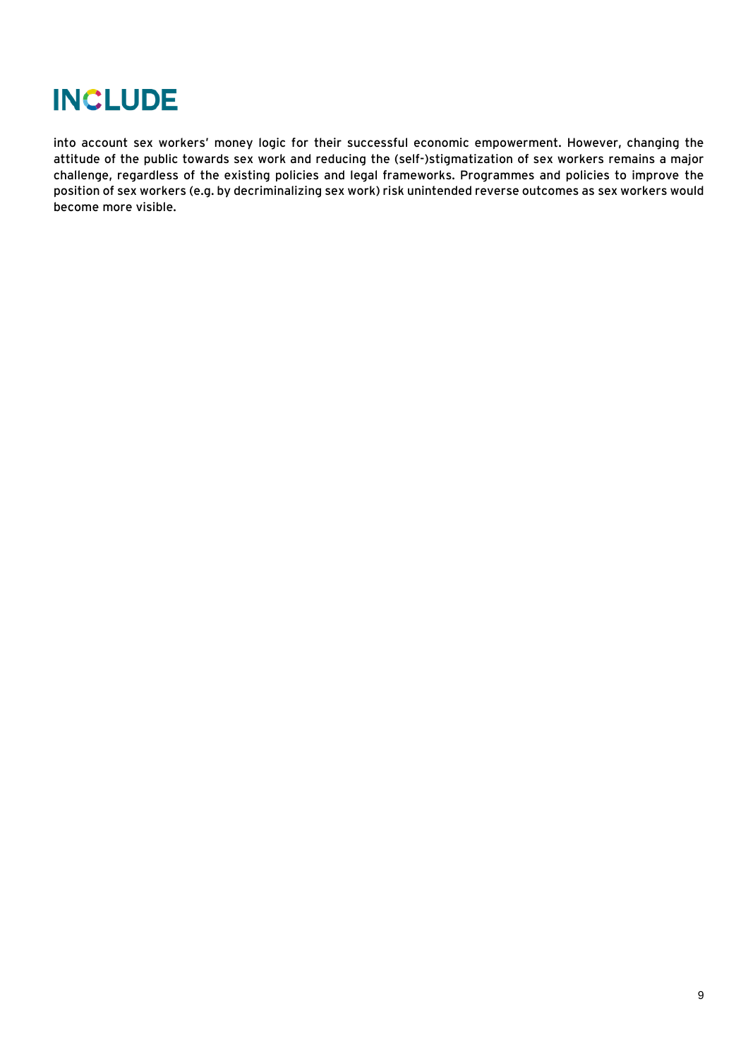into account sex workers' money logic for their successful economic empowerment. However, changing the attitude of the public towards sex work and reducing the (self-)stigmatization of sex workers remains a major challenge, regardless of the existing policies and legal frameworks. Programmes and policies to improve the position of sex workers (e.g. by decriminalizing sex work) risk unintended reverse outcomes as sex workers would become more visible.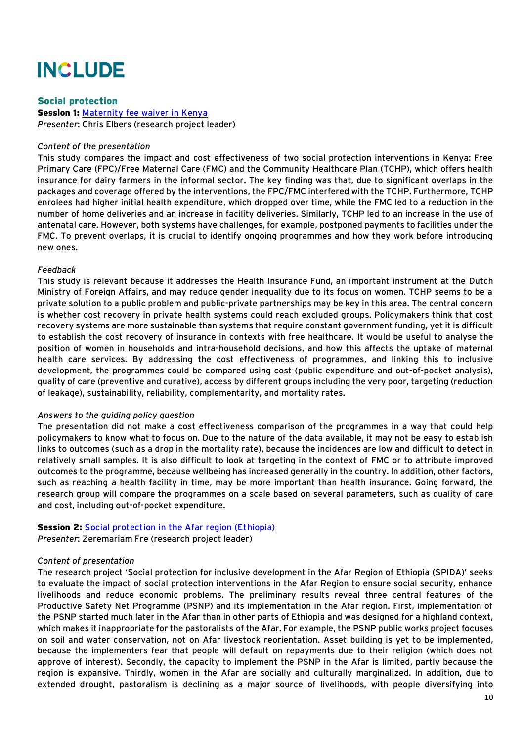## Social protection

**Session 1:** [Maternity fee waiver in Kenya](#)
*Presenter*: Chris Elbers (research project leader)

*Content of the presentation*

This study compares the impact and cost effectiveness of two social protection interventions in Kenya: Free Primary Care (FPC)/Free Maternal Care (FMC) and the Community Healthcare Plan (TCHP), which offers health insurance for dairy farmers in the informal sector. The key finding was that, due to significant overlaps in the packages and coverage offered by the interventions, the FPC/FMC interfered with the TCHP. Furthermore, TCHP enrolees had higher initial health expenditure, which dropped over time, while the FMC led to a reduction in the number of home deliveries and an increase in facility deliveries. Similarly, TCHP led to an increase in the use of antenatal care. However, both systems have challenges, for example, postponed payments to facilities under the FMC. To prevent overlaps, it is crucial to identify ongoing programmes and how they work before introducing new ones.

*Feedback*

This study is relevant because it addresses the Health Insurance Fund, an important instrument at the Dutch Ministry of Foreign Affairs, and may reduce gender inequality due to its focus on women. TCHP seems to be a private solution to a public problem and public-private partnerships may be key in this area. The central concern is whether cost recovery in private health systems could reach excluded groups. Policymakers think that cost recovery systems are more sustainable than systems that require constant government funding, yet it is difficult to establish the cost recovery of insurance in contexts with free healthcare. It would be useful to analyse the position of women in households and intra-household decisions, and how this affects the uptake of maternal health care services. By addressing the cost effectiveness of programmes, and linking this to inclusive development, the programmes could be compared using cost (public expenditure and out-of-pocket analysis), quality of care (preventive and curative), access by different groups including the very poor, targeting (reduction of leakage), sustainability, reliability, complementarity, and mortality rates.

*Answers to the guiding policy question*

The presentation did not make a cost effectiveness comparison of the programmes in a way that could help policymakers to know what to focus on. Due to the nature of the data available, it may not be easy to establish links to outcomes (such as a drop in the mortality rate), because the incidences are low and difficult to detect in relatively small samples. It is also difficult to look at targeting in the context of FMC or to attribute improved outcomes to the programme, because wellbeing has increased generally in the country. In addition, other factors, such as reaching a health facility in time, may be more important than health insurance. Going forward, the research group will compare the programmes on a scale based on several parameters, such as quality of care and cost, including out-of-pocket expenditure.

**Session 2:** [Social protection in the Afar region (Ethiopia)](#)
*Presenter*: Zeremariam Fre (research project leader)

*Content of presentation*

The research project 'Social protection for inclusive development in the Afar Region of Ethiopia (SPIDA)' seeks to evaluate the impact of social protection interventions in the Afar Region to ensure social security, enhance livelihoods and reduce economic problems. The preliminary results reveal three central features of the Productive Safety Net Programme (PSNP) and its implementation in the Afar region. First, implementation of the PSNP started much later in the Afar than in other parts of Ethiopia and was designed for a highland context, which makes it inappropriate for the pastoralists of the Afar. For example, the PSNP public works project focuses on soil and water conservation, not on Afar livestock reorientation. Asset building is yet to be implemented, because the implementers fear that people will default on repayments due to their religion (which does not approve of interest). Secondly, the capacity to implement the PSNP in the Afar is limited, partly because the region is expansive. Thirdly, women in the Afar are socially and culturally marginalized. In addition, due to extended drought, pastoralism is declining as a major source of livelihoods, with people diversifying into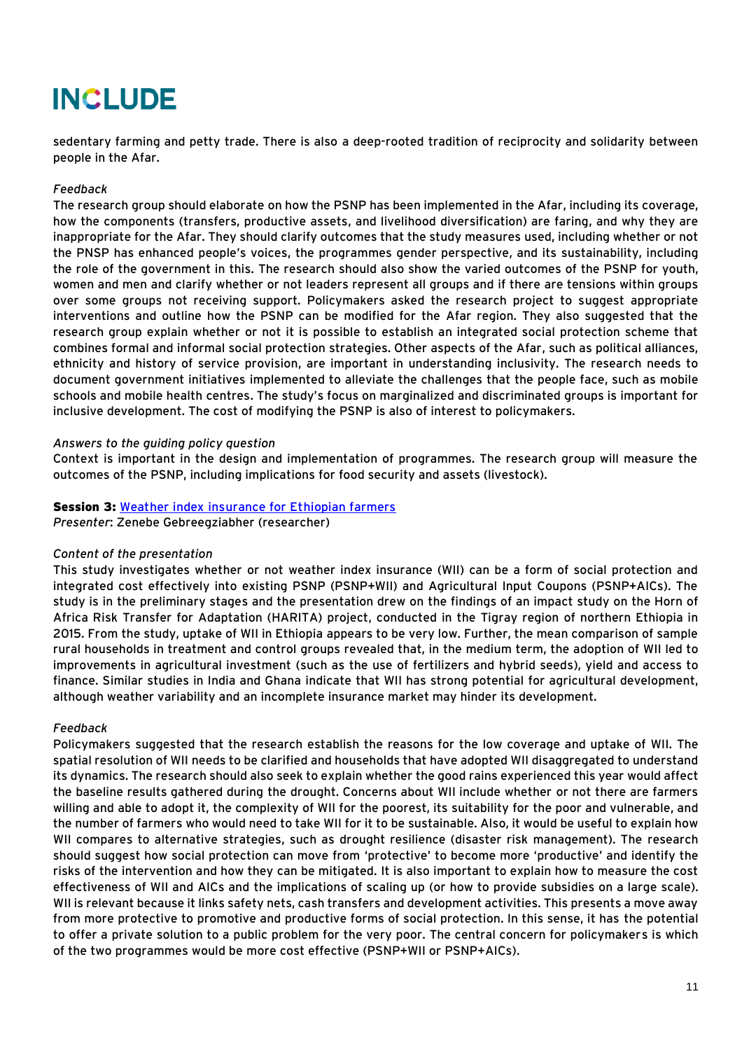sedentary farming and petty trade. There is also a deep-rooted tradition of reciprocity and solidarity between people in the Afar.

*Feedback*

The research group should elaborate on how the PSNP has been implemented in the Afar, including its coverage, how the components (transfers, productive assets, and livelihood diversification) are faring, and why they are inappropriate for the Afar. They should clarify outcomes that the study measures used, including whether or not the PNSP has enhanced people's voices, the programmes gender perspective, and its sustainability, including the role of the government in this. The research should also show the varied outcomes of the PSNP for youth, women and men and clarify whether or not leaders represent all groups and if there are tensions within groups over some groups not receiving support. Policymakers asked the research project to suggest appropriate interventions and outline how the PSNP can be modified for the Afar region. They also suggested that the research group explain whether or not it is possible to establish an integrated social protection scheme that combines formal and informal social protection strategies. Other aspects of the Afar, such as political alliances, ethnicity and history of service provision, are important in understanding inclusivity. The research needs to document government initiatives implemented to alleviate the challenges that the people face, such as mobile schools and mobile health centres. The study's focus on marginalized and discriminated groups is important for inclusive development. The cost of modifying the PSNP is also of interest to policymakers.

*Answers to the guiding policy question*

Context is important in the design and implementation of programmes. The research group will measure the outcomes of the PSNP, including implications for food security and assets (livestock).

**Session 3:** Weather index insurance for Ethiopian farmers

*Presenter*: Zenebe Gebreegziabher (researcher)

*Content of the presentation*

This study investigates whether or not weather index insurance (WII) can be a form of social protection and integrated cost effectively into existing PSNP (PSNP+WII) and Agricultural Input Coupons (PSNP+AICs). The study is in the preliminary stages and the presentation drew on the findings of an impact study on the Horn of Africa Risk Transfer for Adaptation (HARITA) project, conducted in the Tigray region of northern Ethiopia in 2015. From the study, uptake of WII in Ethiopia appears to be very low. Further, the mean comparison of sample rural households in treatment and control groups revealed that, in the medium term, the adoption of WII led to improvements in agricultural investment (such as the use of fertilizers and hybrid seeds), yield and access to finance. Similar studies in India and Ghana indicate that WII has strong potential for agricultural development, although weather variability and an incomplete insurance market may hinder its development.

*Feedback*

Policymakers suggested that the research establish the reasons for the low coverage and uptake of WII. The spatial resolution of WII needs to be clarified and households that have adopted WII disaggregated to understand its dynamics. The research should also seek to explain whether the good rains experienced this year would affect the baseline results gathered during the drought. Concerns about WII include whether or not there are farmers willing and able to adopt it, the complexity of WII for the poorest, its suitability for the poor and vulnerable, and the number of farmers who would need to take WII for it to be sustainable. Also, it would be useful to explain how WII compares to alternative strategies, such as drought resilience (disaster risk management). The research should suggest how social protection can move from 'protective' to become more 'productive' and identify the risks of the intervention and how they can be mitigated. It is also important to explain how to measure the cost effectiveness of WII and AICs and the implications of scaling up (or how to provide subsidies on a large scale). WII is relevant because it links safety nets, cash transfers and development activities. This presents a move away from more protective to promotive and productive forms of social protection. In this sense, it has the potential to offer a private solution to a public problem for the very poor. The central concern for policymakers is which of the two programmes would be more cost effective (PSNP+WII or PSNP+AICs).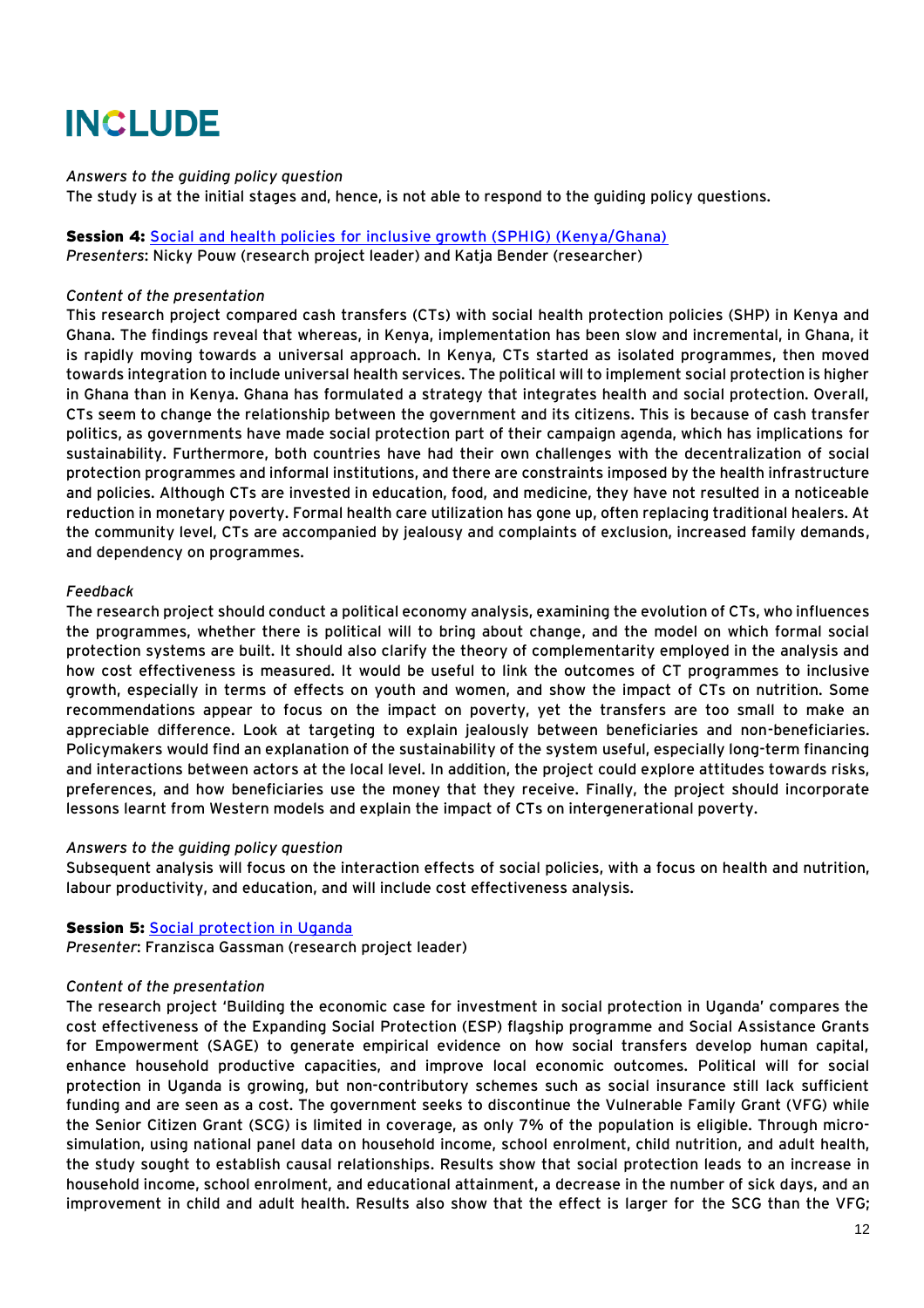*Answers to the guiding policy question*
The study is at the initial stages and, hence, is not able to respond to the guiding policy questions.

**Session 4:** [Social and health policies for inclusive growth (SPHIG) (Kenya/Ghana)]
*Presenters*: Nicky Pouw (research project leader) and Katja Bender (researcher)

*Content of the presentation*
This research project compared cash transfers (CTs) with social health protection policies (SHP) in Kenya and Ghana. The findings reveal that whereas, in Kenya, implementation has been slow and incremental, in Ghana, it is rapidly moving towards a universal approach. In Kenya, CTs started as isolated programmes, then moved towards integration to include universal health services. The political will to implement social protection is higher in Ghana than in Kenya. Ghana has formulated a strategy that integrates health and social protection. Overall, CTs seem to change the relationship between the government and its citizens. This is because of cash transfer politics, as governments have made social protection part of their campaign agenda, which has implications for sustainability. Furthermore, both countries have had their own challenges with the decentralization of social protection programmes and informal institutions, and there are constraints imposed by the health infrastructure and policies. Although CTs are invested in education, food, and medicine, they have not resulted in a noticeable reduction in monetary poverty. Formal health care utilization has gone up, often replacing traditional healers. At the community level, CTs are accompanied by jealousy and complaints of exclusion, increased family demands, and dependency on programmes.

*Feedback*
The research project should conduct a political economy analysis, examining the evolution of CTs, who influences the programmes, whether there is political will to bring about change, and the model on which formal social protection systems are built. It should also clarify the theory of complementarity employed in the analysis and how cost effectiveness is measured. It would be useful to link the outcomes of CT programmes to inclusive growth, especially in terms of effects on youth and women, and show the impact of CTs on nutrition. Some recommendations appear to focus on the impact on poverty, yet the transfers are too small to make an appreciable difference. Look at targeting to explain jealously between beneficiaries and non-beneficiaries. Policymakers would find an explanation of the sustainability of the system useful, especially long-term financing and interactions between actors at the local level. In addition, the project could explore attitudes towards risks, preferences, and how beneficiaries use the money that they receive. Finally, the project should incorporate lessons learnt from Western models and explain the impact of CTs on intergenerational poverty.

*Answers to the guiding policy question*
Subsequent analysis will focus on the interaction effects of social policies, with a focus on health and nutrition, labour productivity, and education, and will include cost effectiveness analysis.

**Session 5:** [Social protection in Uganda]
*Presenter*: Franzisca Gassman (research project leader)

*Content of the presentation*
The research project 'Building the economic case for investment in social protection in Uganda' compares the cost effectiveness of the Expanding Social Protection (ESP) flagship programme and Social Assistance Grants for Empowerment (SAGE) to generate empirical evidence on how social transfers develop human capital, enhance household productive capacities, and improve local economic outcomes. Political will for social protection in Uganda is growing, but non-contributory schemes such as social insurance still lack sufficient funding and are seen as a cost. The government seeks to discontinue the Vulnerable Family Grant (VFG) while the Senior Citizen Grant (SCG) is limited in coverage, as only 7% of the population is eligible. Through micro-simulation, using national panel data on household income, school enrolment, child nutrition, and adult health, the study sought to establish causal relationships. Results show that social protection leads to an increase in household income, school enrolment, and educational attainment, a decrease in the number of sick days, and an improvement in child and adult health. Results also show that the effect is larger for the SCG than the VFG;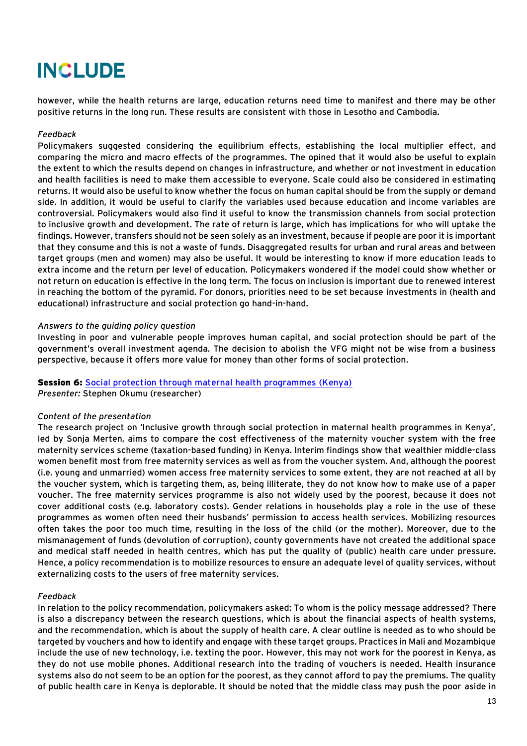however, while the health returns are large, education returns need time to manifest and there may be other positive returns in the long run. These results are consistent with those in Lesotho and Cambodia.

*Feedback*

Policymakers suggested considering the equilibrium effects, establishing the local multiplier effect, and comparing the micro and macro effects of the programmes. The opined that it would also be useful to explain the extent to which the results depend on changes in infrastructure, and whether or not investment in education and health facilities is need to make them accessible to everyone. Scale could also be considered in estimating returns. It would also be useful to know whether the focus on human capital should be from the supply or demand side. In addition, it would be useful to clarify the variables used because education and income variables are controversial. Policymakers would also find it useful to know the transmission channels from social protection to inclusive growth and development. The rate of return is large, which has implications for who will uptake the findings. However, transfers should not be seen solely as an investment, because if people are poor it is important that they consume and this is not a waste of funds. Disaggregated results for urban and rural areas and between target groups (men and women) may also be useful. It would be interesting to know if more education leads to extra income and the return per level of education. Policymakers wondered if the model could show whether or not return on education is effective in the long term. The focus on inclusion is important due to renewed interest in reaching the bottom of the pyramid. For donors, priorities need to be set because investments in (health and educational) infrastructure and social protection go hand-in-hand.

*Answers to the guiding policy question*

Investing in poor and vulnerable people improves human capital, and social protection should be part of the government's overall investment agenda. The decision to abolish the VFG might not be wise from a business perspective, because it offers more value for money than other forms of social protection.

**Session 6:** Social protection through maternal health programmes (Kenya)
*Presenter:* Stephen Okumu (researcher)

*Content of the presentation*

The research project on 'Inclusive growth through social protection in maternal health programmes in Kenya', led by Sonja Merten, aims to compare the cost effectiveness of the maternity voucher system with the free maternity services scheme (taxation-based funding) in Kenya. Interim findings show that wealthier middle-class women benefit most from free maternity services as well as from the voucher system. And, although the poorest (i.e. young and unmarried) women access free maternity services to some extent, they are not reached at all by the voucher system, which is targeting them, as, being illiterate, they do not know how to make use of a paper voucher. The free maternity services programme is also not widely used by the poorest, because it does not cover additional costs (e.g. laboratory costs). Gender relations in households play a role in the use of these programmes as women often need their husbands' permission to access health services. Mobilizing resources often takes the poor too much time, resulting in the loss of the child (or the mother). Moreover, due to the mismanagement of funds (devolution of corruption), county governments have not created the additional space and medical staff needed in health centres, which has put the quality of (public) health care under pressure. Hence, a policy recommendation is to mobilize resources to ensure an adequate level of quality services, without externalizing costs to the users of free maternity services.

*Feedback*

In relation to the policy recommendation, policymakers asked: To whom is the policy message addressed? There is also a discrepancy between the research questions, which is about the financial aspects of health systems, and the recommendation, which is about the supply of health care. A clear outline is needed as to who should be targeted by vouchers and how to identify and engage with these target groups. Practices in Mali and Mozambique include the use of new technology, i.e. texting the poor. However, this may not work for the poorest in Kenya, as they do not use mobile phones. Additional research into the trading of vouchers is needed. Health insurance systems also do not seem to be an option for the poorest, as they cannot afford to pay the premiums. The quality of public health care in Kenya is deplorable. It should be noted that the middle class may push the poor aside in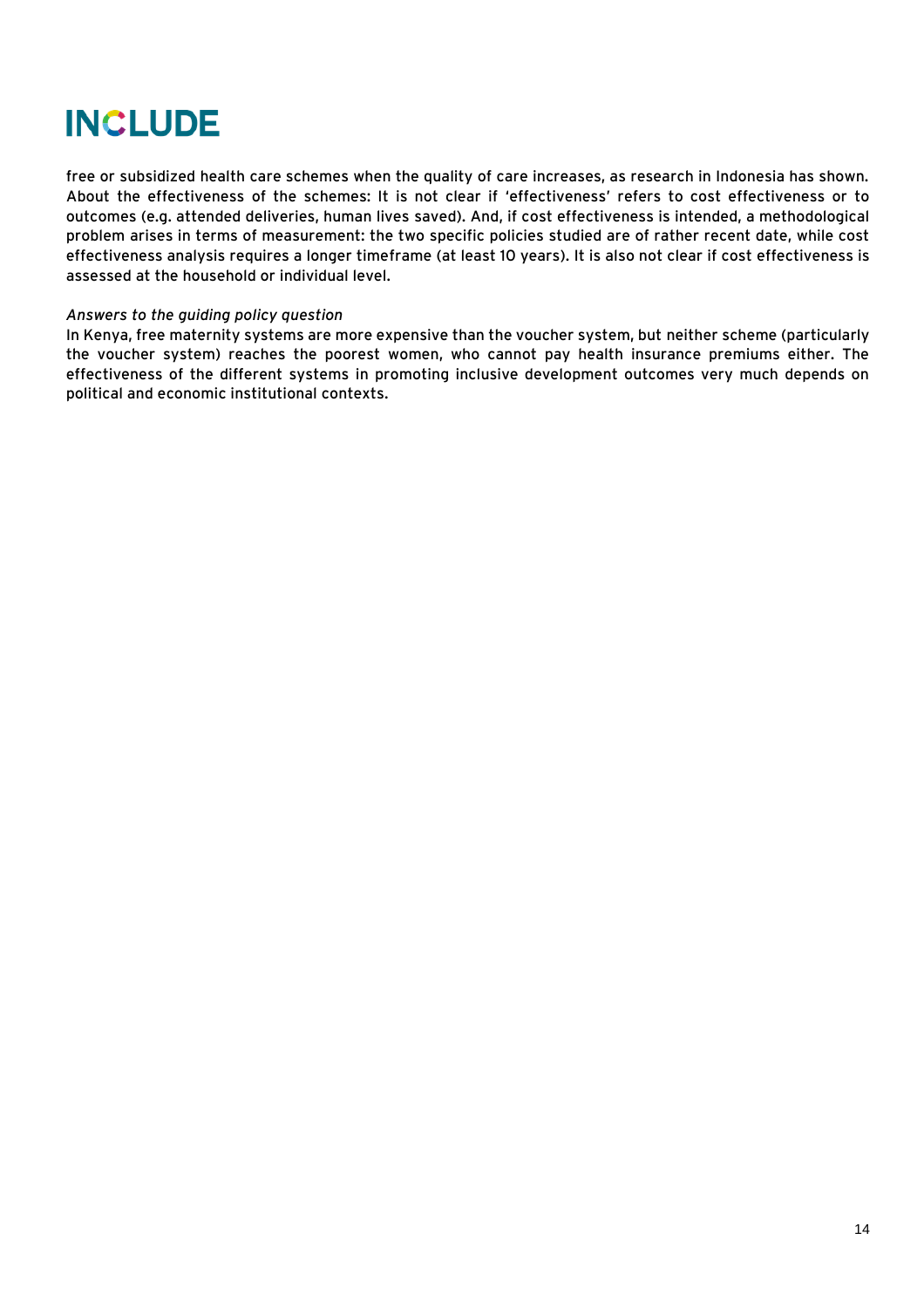free or subsidized health care schemes when the quality of care increases, as research in Indonesia has shown. About the effectiveness of the schemes: It is not clear if 'effectiveness' refers to cost effectiveness or to outcomes (e.g. attended deliveries, human lives saved). And, if cost effectiveness is intended, a methodological problem arises in terms of measurement: the two specific policies studied are of rather recent date, while cost effectiveness analysis requires a longer timeframe (at least 10 years). It is also not clear if cost effectiveness is assessed at the household or individual level.

*Answers to the guiding policy question*

In Kenya, free maternity systems are more expensive than the voucher system, but neither scheme (particularly the voucher system) reaches the poorest women, who cannot pay health insurance premiums either. The effectiveness of the different systems in promoting inclusive development outcomes very much depends on political and economic institutional contexts.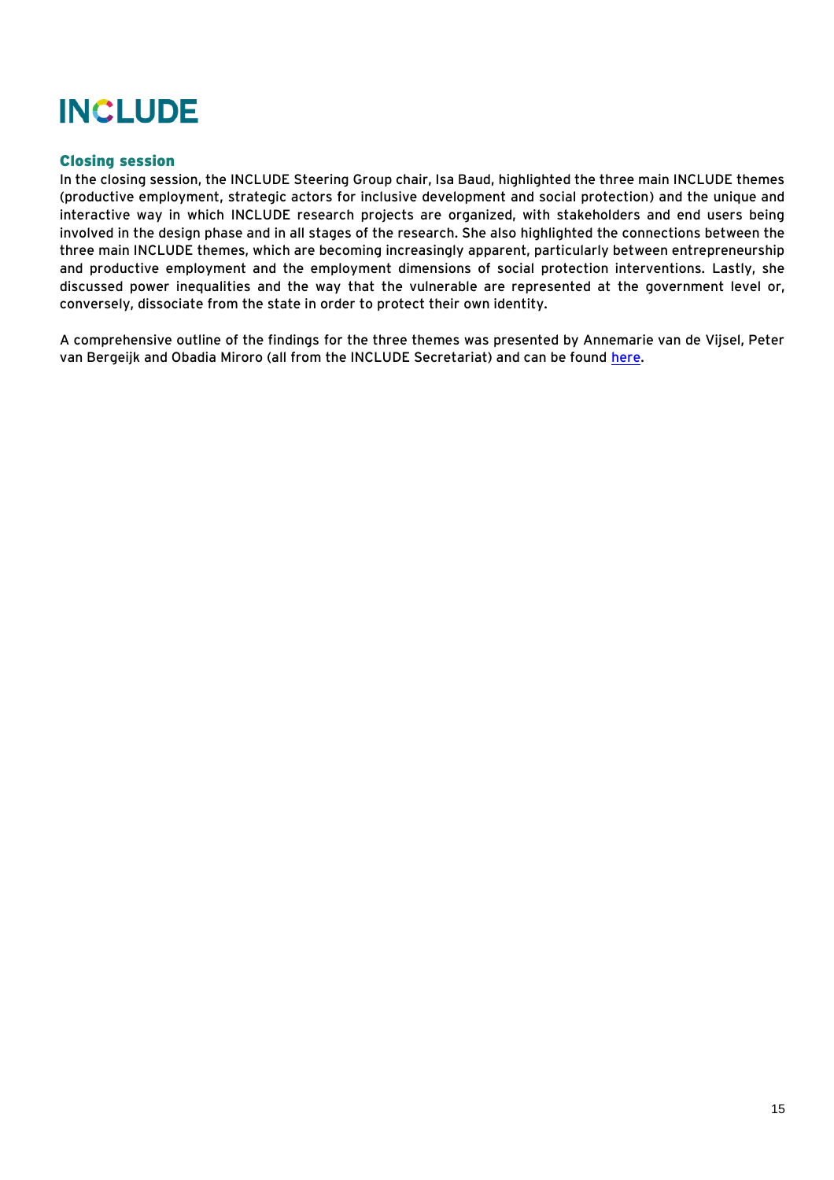## Closing session

In the closing session, the INCLUDE Steering Group chair, Isa Baud, highlighted the three main INCLUDE themes (productive employment, strategic actors for inclusive development and social protection) and the unique and interactive way in which INCLUDE research projects are organized, with stakeholders and end users being involved in the design phase and in all stages of the research. She also highlighted the connections between the three main INCLUDE themes, which are becoming increasingly apparent, particularly between entrepreneurship and productive employment and the employment dimensions of social protection interventions. Lastly, she discussed power inequalities and the way that the vulnerable are represented at the government level or, conversely, dissociate from the state in order to protect their own identity.

A comprehensive outline of the findings for the three themes was presented by Annemarie van de Vijsel, Peter van Bergeijk and Obadia Miroro (all from the INCLUDE Secretariat) and can be found here.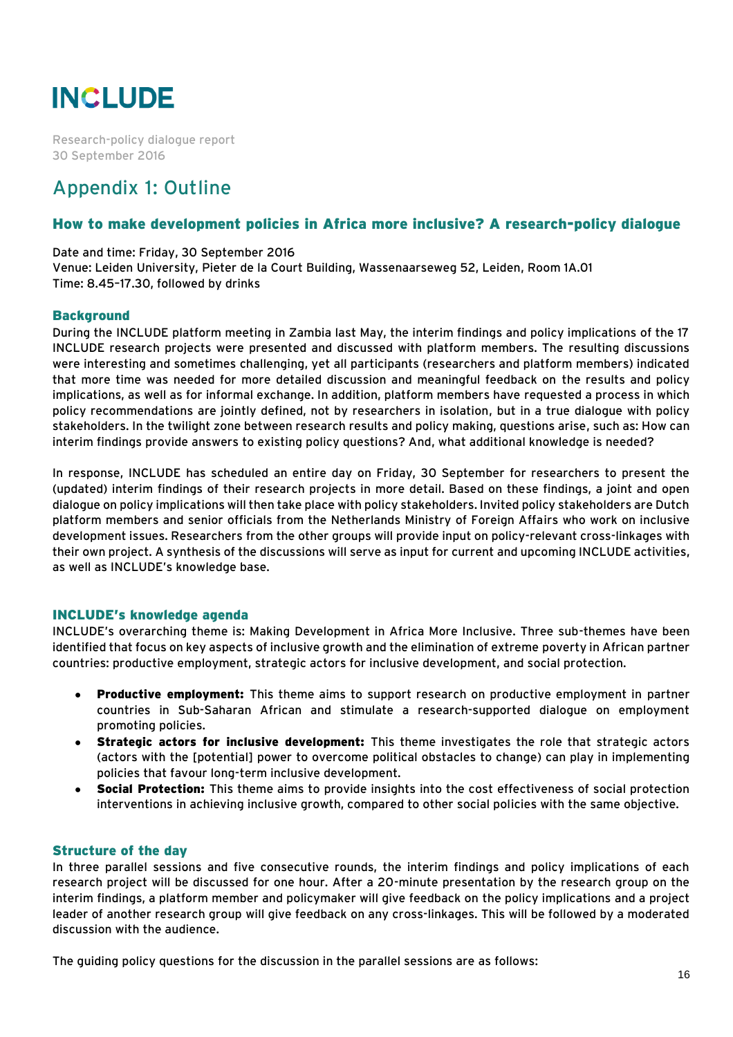# INCLUDE

Research-policy dialogue report
30 September 2016

## Appendix 1: Outline

### How to make development policies in Africa more inclusive? A research-policy dialogue

Date and time: Friday, 30 September 2016
Venue: Leiden University, Pieter de la Court Building, Wassenaarseweg 52, Leiden, Room 1A.01
Time: 8.45–17.30, followed by drinks

#### Background

During the INCLUDE platform meeting in Zambia last May, the interim findings and policy implications of the 17 INCLUDE research projects were presented and discussed with platform members. The resulting discussions were interesting and sometimes challenging, yet all participants (researchers and platform members) indicated that more time was needed for more detailed discussion and meaningful feedback on the results and policy implications, as well as for informal exchange. In addition, platform members have requested a process in which policy recommendations are jointly defined, not by researchers in isolation, but in a true dialogue with policy stakeholders. In the twilight zone between research results and policy making, questions arise, such as: How can interim findings provide answers to existing policy questions? And, what additional knowledge is needed?

In response, INCLUDE has scheduled an entire day on Friday, 30 September for researchers to present the (updated) interim findings of their research projects in more detail. Based on these findings, a joint and open dialogue on policy implications will then take place with policy stakeholders. Invited policy stakeholders are Dutch platform members and senior officials from the Netherlands Ministry of Foreign Affairs who work on inclusive development issues. Researchers from the other groups will provide input on policy-relevant cross-linkages with their own project. A synthesis of the discussions will serve as input for current and upcoming INCLUDE activities, as well as INCLUDE's knowledge base.

#### INCLUDE's knowledge agenda

INCLUDE's overarching theme is: Making Development in Africa More Inclusive. Three sub-themes have been identified that focus on key aspects of inclusive growth and the elimination of extreme poverty in African partner countries: productive employment, strategic actors for inclusive development, and social protection.

- **Productive employment:** This theme aims to support research on productive employment in partner countries in Sub-Saharan African and stimulate a research-supported dialogue on employment promoting policies.
- **Strategic actors for inclusive development:** This theme investigates the role that strategic actors (actors with the [potential] power to overcome political obstacles to change) can play in implementing policies that favour long-term inclusive development.
- **Social Protection:** This theme aims to provide insights into the cost effectiveness of social protection interventions in achieving inclusive growth, compared to other social policies with the same objective.

#### Structure of the day

In three parallel sessions and five consecutive rounds, the interim findings and policy implications of each research project will be discussed for one hour. After a 20-minute presentation by the research group on the interim findings, a platform member and policymaker will give feedback on the policy implications and a project leader of another research group will give feedback on any cross-linkages. This will be followed by a moderated discussion with the audience.

The guiding policy questions for the discussion in the parallel sessions are as follows: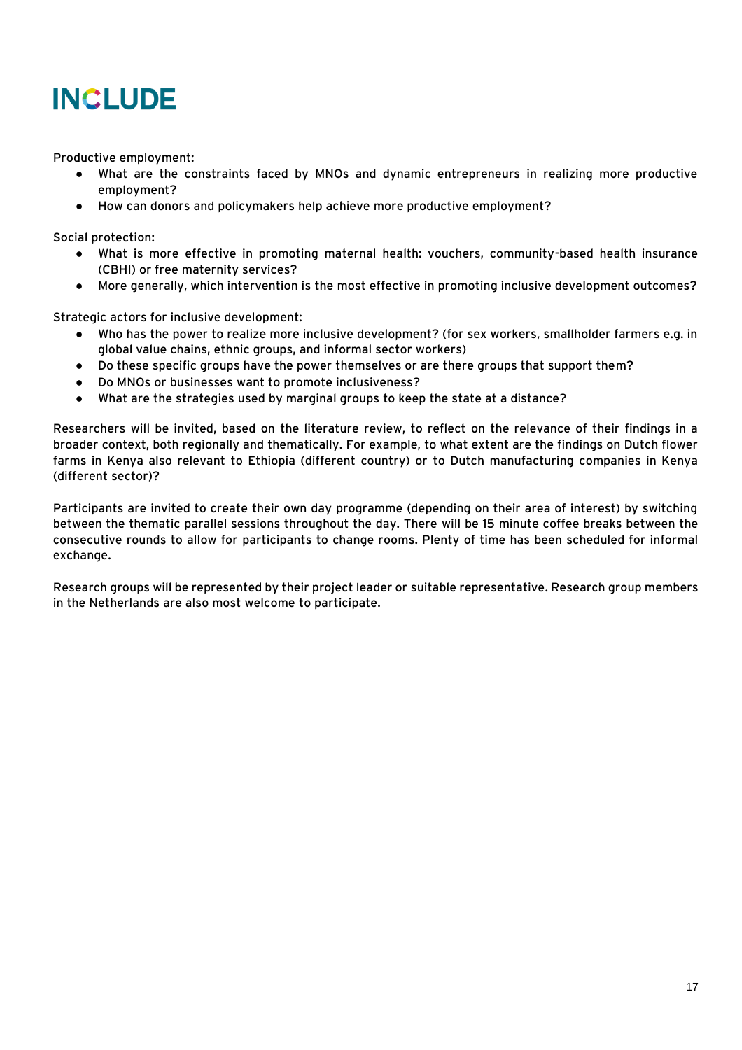Productive employment:

- What are the constraints faced by MNOs and dynamic entrepreneurs in realizing more productive employment?
- How can donors and policymakers help achieve more productive employment?

Social protection:

- What is more effective in promoting maternal health: vouchers, community-based health insurance (CBHI) or free maternity services?
- More generally, which intervention is the most effective in promoting inclusive development outcomes?

Strategic actors for inclusive development:

- Who has the power to realize more inclusive development? (for sex workers, smallholder farmers e.g. in global value chains, ethnic groups, and informal sector workers)
- Do these specific groups have the power themselves or are there groups that support them?
- Do MNOs or businesses want to promote inclusiveness?
- What are the strategies used by marginal groups to keep the state at a distance?

Researchers will be invited, based on the literature review, to reflect on the relevance of their findings in a broader context, both regionally and thematically. For example, to what extent are the findings on Dutch flower farms in Kenya also relevant to Ethiopia (different country) or to Dutch manufacturing companies in Kenya (different sector)?

Participants are invited to create their own day programme (depending on their area of interest) by switching between the thematic parallel sessions throughout the day. There will be 15 minute coffee breaks between the consecutive rounds to allow for participants to change rooms. Plenty of time has been scheduled for informal exchange.

Research groups will be represented by their project leader or suitable representative. Research group members in the Netherlands are also most welcome to participate.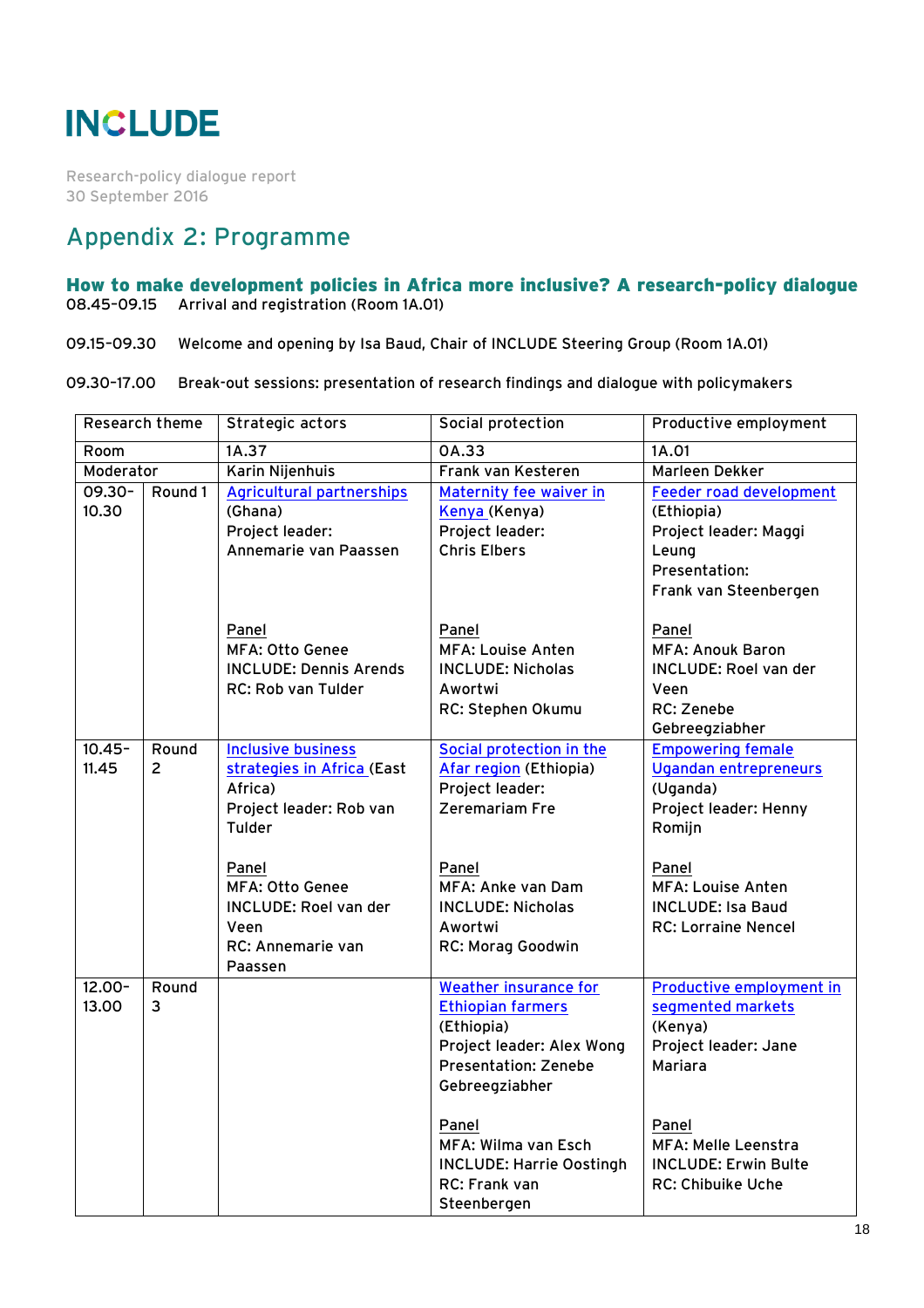# INCLUDE

Research-policy dialogue report
30 September 2016

## Appendix 2: Programme

### How to make development policies in Africa more inclusive? A research-policy dialogue

08.45-09.15 Arrival and registration (Room 1A.01)

09.15-09.30 Welcome and opening by Isa Baud, Chair of INCLUDE Steering Group (Room 1A.01)

09.30-17.00 Break-out sessions: presentation of research findings and dialogue with policymakers

| Research theme | | Strategic actors | Social protection | Productive employment |
|---|---|---|---|---|
| Room | | 1A.37 | 0A.33 | 1A.01 |
| Moderator | | Karin Nijenhuis | Frank van Kesteren | Marleen Dekker |
| 09.30-10.30 | Round 1 | Agricultural partnerships (Ghana)<br>Project leader: Annemarie van Paassen<br><br>Panel<br>MFA: Otto Genee<br>INCLUDE: Dennis Arends<br>RC: Rob van Tulder | Maternity fee waiver in Kenya (Kenya)<br>Project leader: Chris Elbers<br><br>Panel<br>MFA: Louise Anten<br>INCLUDE: Nicholas Awortwi<br>RC: Stephen Okumu | Feeder road development (Ethiopia)<br>Project leader: Maggi Leung<br>Presentation: Frank van Steenbergen<br><br>Panel<br>MFA: Anouk Baron<br>INCLUDE: Roel van der Veen<br>RC: Zenebe Gebreegziabher |
| 10.45-11.45 | Round 2 | Inclusive business strategies in Africa (East Africa)<br>Project leader: Rob van Tulder<br><br>Panel<br>MFA: Otto Genee<br>INCLUDE: Roel van der Veen<br>RC: Annemarie van Paassen | Social protection in the Afar region (Ethiopia)<br>Project leader: Zeremariam Fre<br><br>Panel<br>MFA: Anke van Dam<br>INCLUDE: Nicholas Awortwi<br>RC: Morag Goodwin | Empowering female Ugandan entrepreneurs (Uganda)<br>Project leader: Henny Romijn<br><br>Panel<br>MFA: Louise Anten<br>INCLUDE: Isa Baud<br>RC: Lorraine Nencel |
| 12.00-13.00 | Round 3 | | Weather insurance for Ethiopian farmers (Ethiopia)<br>Project leader: Alex Wong<br>Presentation: Zenebe Gebreegziabher<br><br>Panel<br>MFA: Wilma van Esch<br>INCLUDE: Harrie Oostingh<br>RC: Frank van Steenbergen | Productive employment in segmented markets (Kenya)<br>Project leader: Jane Mariara<br><br>Panel<br>MFA: Melle Leenstra<br>INCLUDE: Erwin Bulte<br>RC: Chibuike Uche |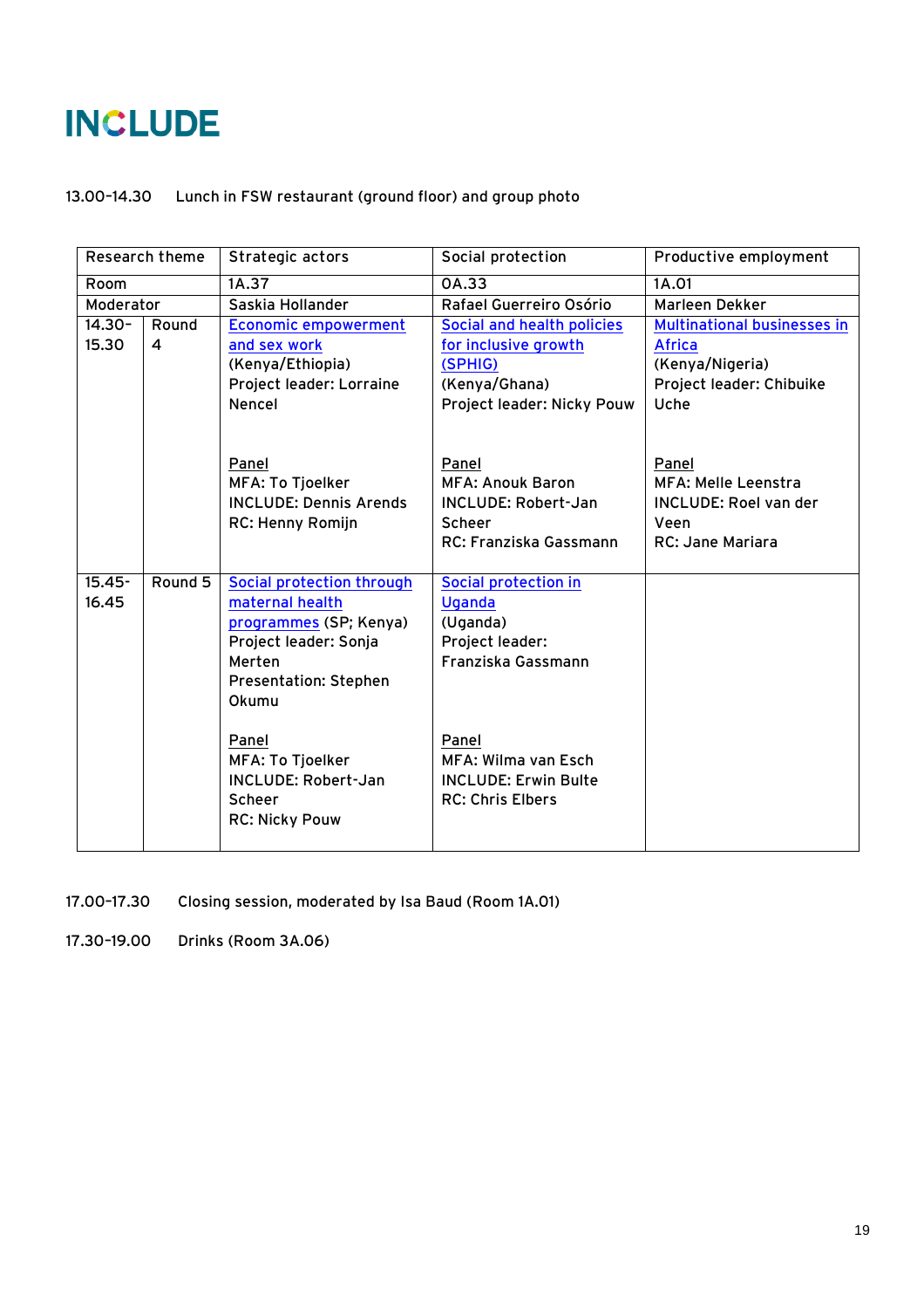13.00-14.30 Lunch in FSW restaurant (ground floor) and group photo

| Research theme | | Strategic actors | Social protection | Productive employment |
|---|---|---|---|---|
| Room | | 1A.37 | 0A.33 | 1A.01 |
| Moderator | | Saskia Hollander | Rafael Guerreiro Osório | Marleen Dekker |
| 14.30-15.30 | Round 4 | Economic empowerment and sex work (Kenya/Ethiopia) Project leader: Lorraine Nencel<br><br>Panel<br>MFA: To Tjoelker<br>INCLUDE: Dennis Arends<br>RC: Henny Romijn | Social and health policies for inclusive growth (SPHIG) (Kenya/Ghana) Project leader: Nicky Pouw<br><br>Panel<br>MFA: Anouk Baron<br>INCLUDE: Robert-Jan Scheer<br>RC: Franziska Gassmann | Multinational businesses in Africa (Kenya/Nigeria) Project leader: Chibuike Uche<br><br>Panel<br>MFA: Melle Leenstra<br>INCLUDE: Roel van der Veen<br>RC: Jane Mariara |
| 15.45-16.45 | Round 5 | Social protection through maternal health programmes (SP; Kenya) Project leader: Sonja Merten Presentation: Stephen Okumu<br><br>Panel<br>MFA: To Tjoelker<br>INCLUDE: Robert-Jan Scheer<br>RC: Nicky Pouw | Social protection in Uganda (Uganda) Project leader: Franziska Gassmann<br><br>Panel<br>MFA: Wilma van Esch<br>INCLUDE: Erwin Bulte<br>RC: Chris Elbers | |

17.00-17.30 Closing session, moderated by Isa Baud (Room 1A.01)

17.30-19.00 Drinks (Room 3A.06)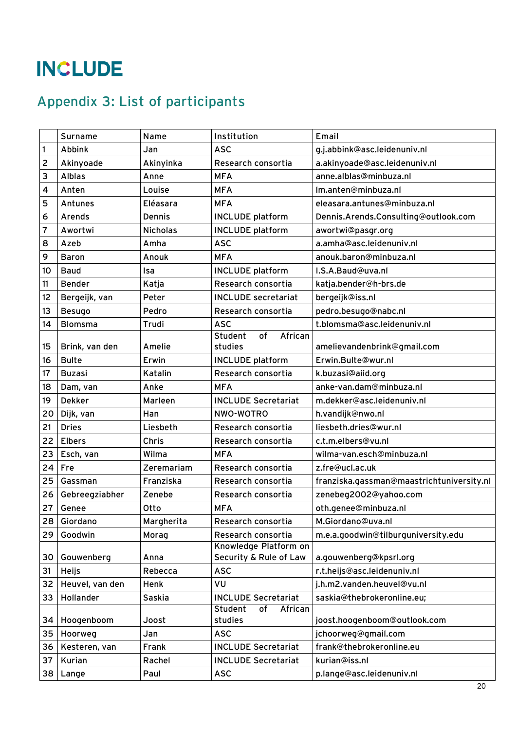# INCLUDE

## Appendix 3: List of participants

| | Surname | Name | Institution | Email |
|---|---|---|---|---|
| 1 | Abbink | Jan | ASC | g.j.abbink@asc.leidenuniv.nl |
| 2 | Akinyoade | Akinyinka | Research consortia | a.akinyoade@asc.leidenuniv.nl |
| 3 | Alblas | Anne | MFA | anne.alblas@minbuza.nl |
| 4 | Anten | Louise | MFA | lm.anten@minbuza.nl |
| 5 | Antunes | Eléasara | MFA | eleasara.antunes@minbuza.nl |
| 6 | Arends | Dennis | INCLUDE platform | Dennis.Arends.Consulting@outlook.com |
| 7 | Awortwi | Nicholas | INCLUDE platform | awortwi@pasgr.org |
| 8 | Azeb | Amha | ASC | a.amha@asc.leidenuniv.nl |
| 9 | Baron | Anouk | MFA | anouk.baron@minbuza.nl |
| 10 | Baud | Isa | INCLUDE platform | I.S.A.Baud@uva.nl |
| 11 | Bender | Katja | Research consortia | katja.bender@h-brs.de |
| 12 | Bergeijk, van | Peter | INCLUDE secretariat | bergeijk@iss.nl |
| 13 | Besugo | Pedro | Research consortia | pedro.besugo@nabc.nl |
| 14 | Blomsma | Trudi | ASC | t.blomsma@asc.leidenuniv.nl |
| 15 | Brink, van den | Amelie | Student of African studies | amelievandenbrink@gmail.com |
| 16 | Bulte | Erwin | INCLUDE platform | Erwin.Bulte@wur.nl |
| 17 | Buzasi | Katalin | Research consortia | k.buzasi@aiid.org |
| 18 | Dam, van | Anke | MFA | anke-van.dam@minbuza.nl |
| 19 | Dekker | Marleen | INCLUDE Secretariat | m.dekker@asc.leidenuniv.nl |
| 20 | Dijk, van | Han | NWO-WOTRO | h.vandijk@nwo.nl |
| 21 | Dries | Liesbeth | Research consortia | liesbeth.dries@wur.nl |
| 22 | Elbers | Chris | Research consortia | c.t.m.elbers@vu.nl |
| 23 | Esch, van | Wilma | MFA | wilma-van.esch@minbuza.nl |
| 24 | Fre | Zeremariam | Research consortia | z.fre@ucl.ac.uk |
| 25 | Gassman | Franziska | Research consortia | franziska.gassman@maastrichtuniversity.nl |
| 26 | Gebreegziabher | Zenebe | Research consortia | zenebeg2002@yahoo.com |
| 27 | Genee | Otto | MFA | oth.genee@minbuza.nl |
| 28 | Giordano | Margherita | Research consortia | M.Giordano@uva.nl |
| 29 | Goodwin | Morag | Research consortia | m.e.a.goodwin@tilburguniversity.edu |
| 30 | Gouwenberg | Anna | Knowledge Platform on Security & Rule of Law | a.gouwenberg@kpsrl.org |
| 31 | Heijs | Rebecca | ASC | r.t.heijs@asc.leidenuniv.nl |
| 32 | Heuvel, van den | Henk | VU | j.h.m2.vanden.heuvel@vu.nl |
| 33 | Hollander | Saskia | INCLUDE Secretariat | saskia@thebrokeronline.eu; |
| 34 | Hoogenboom | Joost | Student of African studies | joost.hoogenboom@outlook.com |
| 35 | Hoorweg | Jan | ASC | jchoorweg@gmail.com |
| 36 | Kesteren, van | Frank | INCLUDE Secretariat | frank@thebrokeronline.eu |
| 37 | Kurian | Rachel | INCLUDE Secretariat | kurian@iss.nl |
| 38 | Lange | Paul | ASC | p.lange@asc.leidenuniv.nl |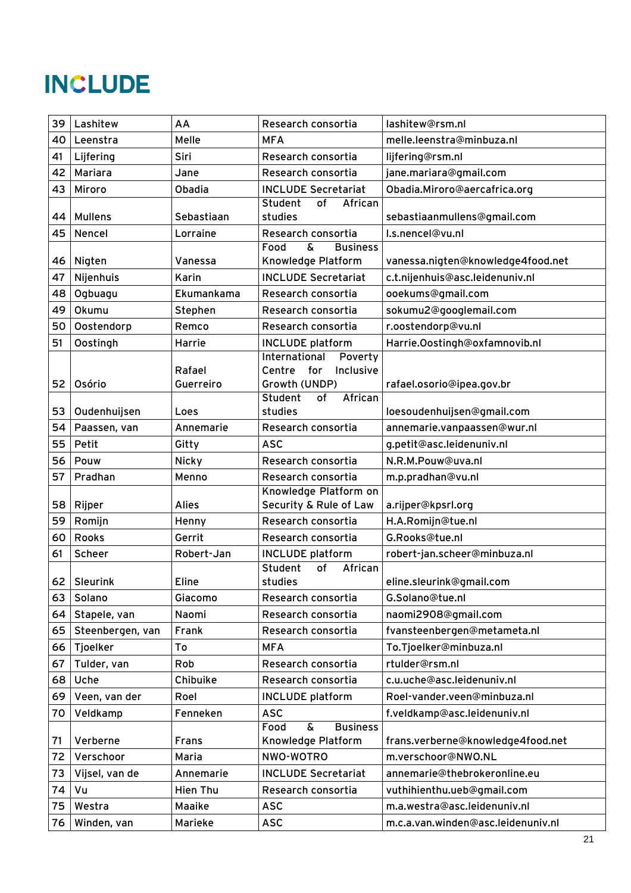# INCLUDE

| 39 | Lashitew | AA | Research consortia | lashitew@rsm.nl |
|---|---|---|---|---|
| 40 | Leenstra | Melle | MFA | melle.leenstra@minbuza.nl |
| 41 | Lijfering | Siri | Research consortia | lijfering@rsm.nl |
| 42 | Mariara | Jane | Research consortia | jane.mariara@gmail.com |
| 43 | Miroro | Obadia | INCLUDE Secretariat | Obadia.Miroro@aercafrica.org |
| 44 | Mullens | Sebastiaan | Student of African studies | sebastiaanmullens@gmail.com |
| 45 | Nencel | Lorraine | Research consortia | l.s.nencel@vu.nl |
| 46 | Nigten | Vanessa | Food & Business Knowledge Platform | vanessa.nigten@knowledge4food.net |
| 47 | Nijenhuis | Karin | INCLUDE Secretariat | c.t.nijenhuis@asc.leidenuniv.nl |
| 48 | Ogbuagu | Ekumankama | Research consortia | ooekums@gmail.com |
| 49 | Okumu | Stephen | Research consortia | sokumu2@googlemail.com |
| 50 | Oostendorp | Remco | Research consortia | r.oostendorp@vu.nl |
| 51 | Oostingh | Harrie | INCLUDE platform | Harrie.Oostingh@oxfamnovib.nl |
| 52 | Osório | Rafael Guerreiro | International Poverty Centre for Inclusive Growth (UNDP) | rafael.osorio@ipea.gov.br |
| 53 | Oudenhuijsen | Loes | Student of African studies | loesoudenhuijsen@gmail.com |
| 54 | Paassen, van | Annemarie | Research consortia | annemarie.vanpaassen@wur.nl |
| 55 | Petit | Gitty | ASC | g.petit@asc.leidenuniv.nl |
| 56 | Pouw | Nicky | Research consortia | N.R.M.Pouw@uva.nl |
| 57 | Pradhan | Menno | Research consortia | m.p.pradhan@vu.nl |
| 58 | Rijper | Alies | Knowledge Platform on Security & Rule of Law | a.rijper@kpsrl.org |
| 59 | Romijn | Henny | Research consortia | H.A.Romijn@tue.nl |
| 60 | Rooks | Gerrit | Research consortia | G.Rooks@tue.nl |
| 61 | Scheer | Robert-Jan | INCLUDE platform | robert-jan.scheer@minbuza.nl |
| 62 | Sleurink | Eline | Student of African studies | eline.sleurink@gmail.com |
| 63 | Solano | Giacomo | Research consortia | G.Solano@tue.nl |
| 64 | Stapele, van | Naomi | Research consortia | naomi2908@gmail.com |
| 65 | Steenbergen, van | Frank | Research consortia | fvansteenbergen@metameta.nl |
| 66 | Tjoelker | To | MFA | To.Tjoelker@minbuza.nl |
| 67 | Tulder, van | Rob | Research consortia | rtulder@rsm.nl |
| 68 | Uche | Chibuike | Research consortia | c.u.uche@asc.leidenuniv.nl |
| 69 | Veen, van der | Roel | INCLUDE platform | Roel-vander.veen@minbuza.nl |
| 70 | Veldkamp | Fenneken | ASC | f.veldkamp@asc.leidenuniv.nl |
| 71 | Verberne | Frans | Food & Business Knowledge Platform | frans.verberne@knowledge4food.net |
| 72 | Verschoor | Maria | NWO-WOTRO | m.verschoor@NWO.NL |
| 73 | Vijsel, van de | Annemarie | INCLUDE Secretariat | annemarie@thebrokeronline.eu |
| 74 | Vu | Hien Thu | Research consortia | vuthihienthu.ueb@gmail.com |
| 75 | Westra | Maaike | ASC | m.a.westra@asc.leidenuniv.nl |
| 76 | Winden, van | Marieke | ASC | m.c.a.van.winden@asc.leidenuniv.nl |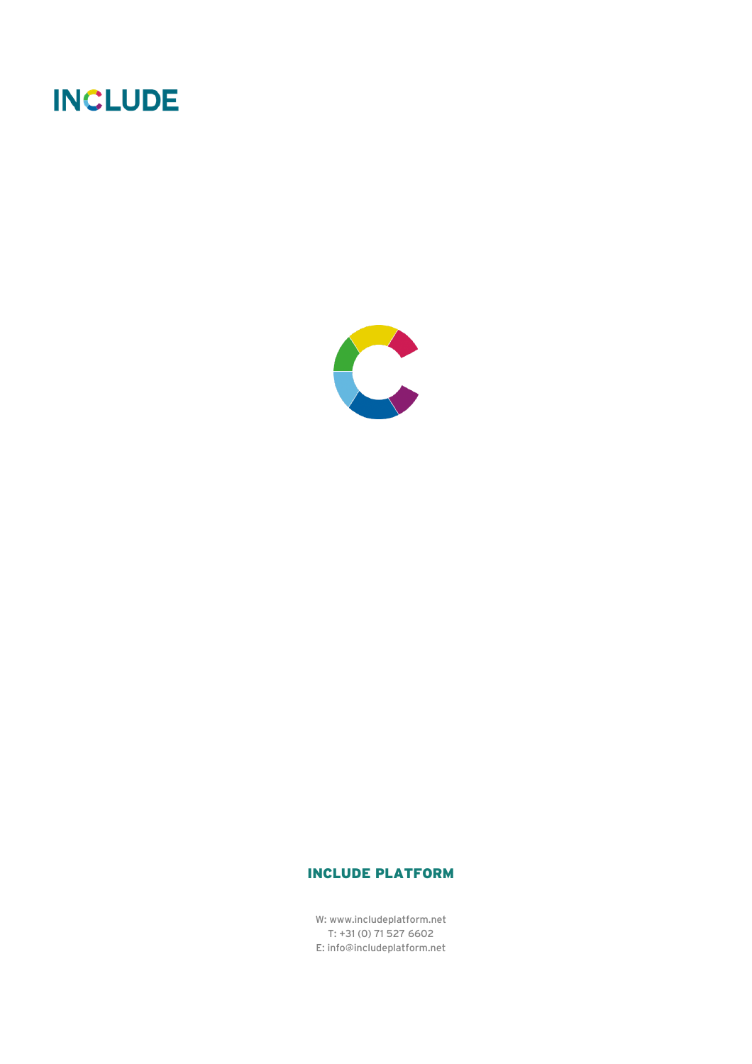INCLUDE

**INCLUDE PLATFORM**

W: www.includeplatform.net
T: +31 (0) 71 527 6602
E: info@includeplatform.net